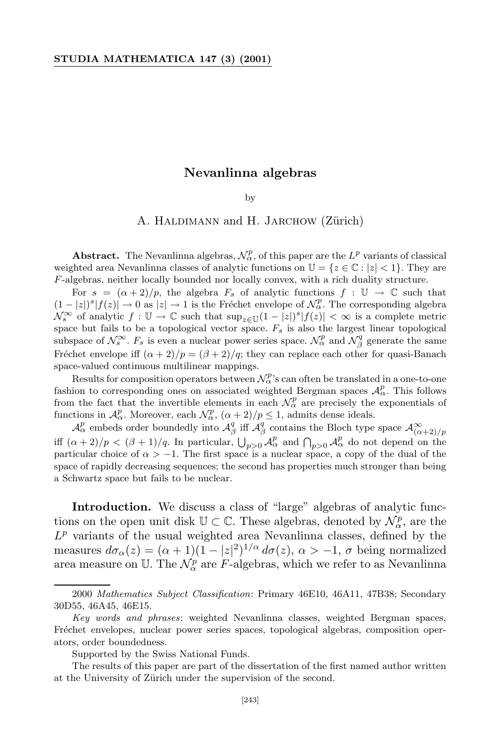# Nevanlinna algebras

by

A. Haldimann and H. Jarchow (Zürich)

**Abstract.** The Nevanlinna algebras, $\mathcal{N}_\alpha^p$, of this paper are the $L^p$ variants of classical weighted area Nevanlinna classes of analytic functions on $\mathbb{U} = \{z \in \mathbb{C} : |z| < 1\}$. They are $F$-algebras, neither locally bounded nor locally convex, with a rich duality structure.

For $s = (\alpha+2)/p$, the algebra $F_s$ of analytic functions $f : \mathbb{U} \to \mathbb{C}$ such that $(1-|z|)^s|f(z)| \to 0$ as $|z| \to 1$ is the Fréchet envelope of $\mathcal{N}_\alpha^p$. The corresponding algebra $\mathcal{N}_s^\infty$ of analytic $f : \mathbb{U} \to \mathbb{C}$ such that $\sup_{z\in\mathbb{U}}(1-|z|)^s|f(z)| < \infty$ is a complete metric space but fails to be a topological vector space. $F_s$ is also the largest linear topological subspace of $\mathcal{N}_s^\infty$. $F_s$ is even a nuclear power series space. $\mathcal{N}_\alpha^p$ and $\mathcal{N}_\beta^q$ generate the same Fréchet envelope iff $(\alpha+2)/p = (\beta+2)/q$; they can replace each other for quasi-Banach space-valued continuous multilinear mappings.

Results for composition operators between $\mathcal{N}_\alpha^p$'s can often be translated in a one-to-one fashion to corresponding ones on associated weighted Bergman spaces $\mathcal{A}_\alpha^p$. This follows from the fact that the invertible elements in each $\mathcal{N}_\alpha^p$ are precisely the exponentials of functions in $\mathcal{A}_\alpha^p$. Moreover, each $\mathcal{N}_\alpha^p$, $(\alpha+2)/p \le 1$, admits dense ideals.

$\mathcal{A}_\alpha^p$ embeds order boundedly into $\mathcal{A}_\beta^q$ iff $\mathcal{A}_\beta^q$ contains the Bloch type space $\mathcal{A}_{(\alpha+2)/p}^\infty$ iff $(\alpha+2)/p < (\beta+1)/q$. In particular, $\bigcup_{p>0}\mathcal{A}_\alpha^p$ and $\bigcap_{p>0}\mathcal{A}_\alpha^p$ do not depend on the particular choice of $\alpha > -1$. The first space is a nuclear space, a copy of the dual of the space of rapidly decreasing sequences; the second has properties much stronger than being a Schwartz space but fails to be nuclear.

**Introduction.** We discuss a class of "large" algebras of analytic functions on the open unit disk $\mathbb{U} \subset \mathbb{C}$. These algebras, denoted by $\mathcal{N}_\alpha^p$, are the $L^p$ variants of the usual weighted area Nevanlinna classes, defined by the measures $d\sigma_\alpha(z) = (\alpha+1)(1-|z|^2)^{1/\alpha}\, d\sigma(z)$, $\alpha > -1$, $\sigma$ being normalized area measure on $\mathbb{U}$. The $\mathcal{N}_\alpha^p$ are $F$-algebras, which we refer to as Nevanlinna

---

2000 *Mathematics Subject Classification*: Primary 46E10, 46A11, 47B38; Secondary 30D55, 46A45, 46E15.

*Key words and phrases*: weighted Nevanlinna classes, weighted Bergman spaces, Fréchet envelopes, nuclear power series spaces, topological algebras, composition operators, order boundedness.

Supported by the Swiss National Funds.

The results of this paper are part of the dissertation of the first named author written at the University of Zürich under the supervision of the second.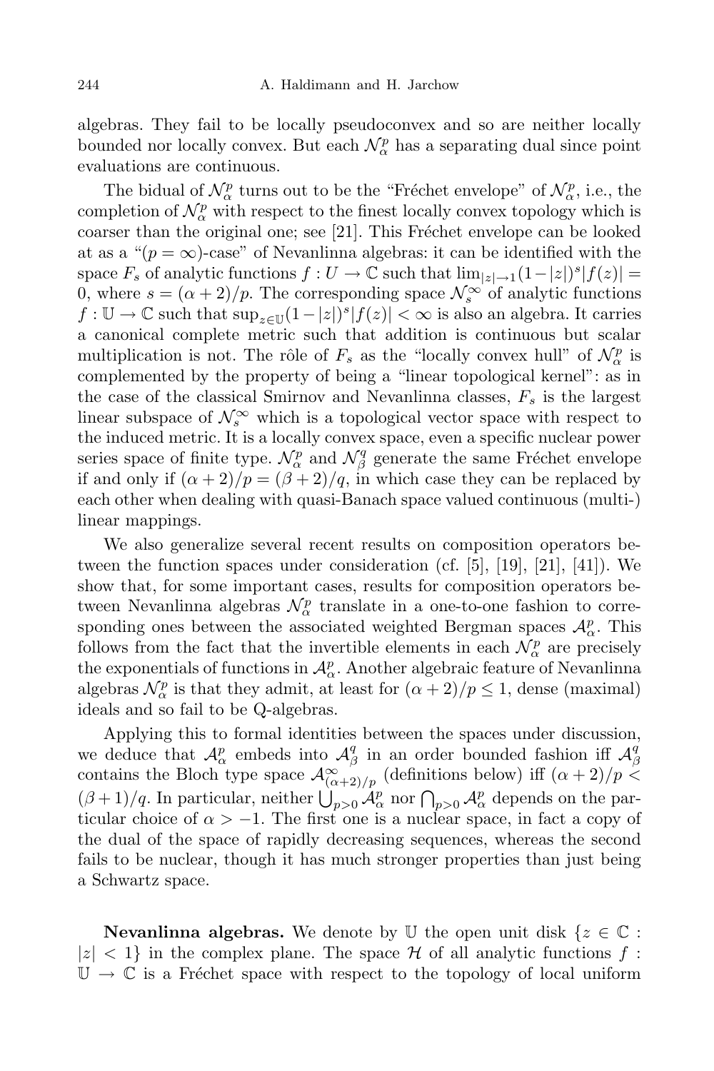algebras. They fail to be locally pseudoconvex and so are neither locally bounded nor locally convex. But each $\mathcal{N}_\alpha^p$ has a separating dual since point evaluations are continuous.

The bidual of $\mathcal{N}_\alpha^p$ turns out to be the "Fréchet envelope" of $\mathcal{N}_\alpha^p$, i.e., the completion of $\mathcal{N}_\alpha^p$ with respect to the finest locally convex topology which is coarser than the original one; see [21]. This Fréchet envelope can be looked at as a "($p = \infty$)-case" of Nevanlinna algebras: it can be identified with the space $F_s$ of analytic functions $f : U \to \mathbb{C}$ such that $\lim_{|z|\to 1}(1-|z|)^s|f(z)| = 0$, where $s = (\alpha+2)/p$. The corresponding space $\mathcal{N}_s^\infty$ of analytic functions $f : \mathbb{U} \to \mathbb{C}$ such that $\sup_{z\in\mathbb{U}}(1-|z|)^s|f(z)| < \infty$ is also an algebra. It carries a canonical complete metric such that addition is continuous but scalar multiplication is not. The rôle of $F_s$ as the "locally convex hull" of $\mathcal{N}_\alpha^p$ is complemented by the property of being a "linear topological kernel": as in the case of the classical Smirnov and Nevanlinna classes, $F_s$ is the largest linear subspace of $\mathcal{N}_s^\infty$ which is a topological vector space with respect to the induced metric. It is a locally convex space, even a specific nuclear power series space of finite type. $\mathcal{N}_\alpha^p$ and $\mathcal{N}_\beta^q$ generate the same Fréchet envelope if and only if $(\alpha+2)/p = (\beta+2)/q$, in which case they can be replaced by each other when dealing with quasi-Banach space valued continuous (multi-)linear mappings.

We also generalize several recent results on composition operators between the function spaces under consideration (cf. [5], [19], [21], [41]). We show that, for some important cases, results for composition operators between Nevanlinna algebras $\mathcal{N}_\alpha^p$ translate in a one-to-one fashion to corresponding ones between the associated weighted Bergman spaces $\mathcal{A}_\alpha^p$. This follows from the fact that the invertible elements in each $\mathcal{N}_\alpha^p$ are precisely the exponentials of functions in $\mathcal{A}_\alpha^p$. Another algebraic feature of Nevanlinna algebras $\mathcal{N}_\alpha^p$ is that they admit, at least for $(\alpha+2)/p \le 1$, dense (maximal) ideals and so fail to be Q-algebras.

Applying this to formal identities between the spaces under discussion, we deduce that $\mathcal{A}_\alpha^p$ embeds into $\mathcal{A}_\beta^q$ in an order bounded fashion iff $\mathcal{A}_\beta^q$ contains the Bloch type space $\mathcal{A}_{(\alpha+2)/p}^\infty$ (definitions below) iff $(\alpha+2)/p < (\beta+1)/q$. In particular, neither $\bigcup_{p>0}\mathcal{A}_\alpha^p$ nor $\bigcap_{p>0}\mathcal{A}_\alpha^p$ depends on the particular choice of $\alpha > -1$. The first one is a nuclear space, in fact a copy of the dual of the space of rapidly decreasing sequences, whereas the second fails to be nuclear, though it has much stronger properties than just being a Schwartz space.

**Nevanlinna algebras.** We denote by $\mathbb{U}$ the open unit disk $\{z \in \mathbb{C} : |z| < 1\}$ in the complex plane. The space $\mathcal{H}$ of all analytic functions $f : \mathbb{U} \to \mathbb{C}$ is a Fréchet space with respect to the topology of local uniform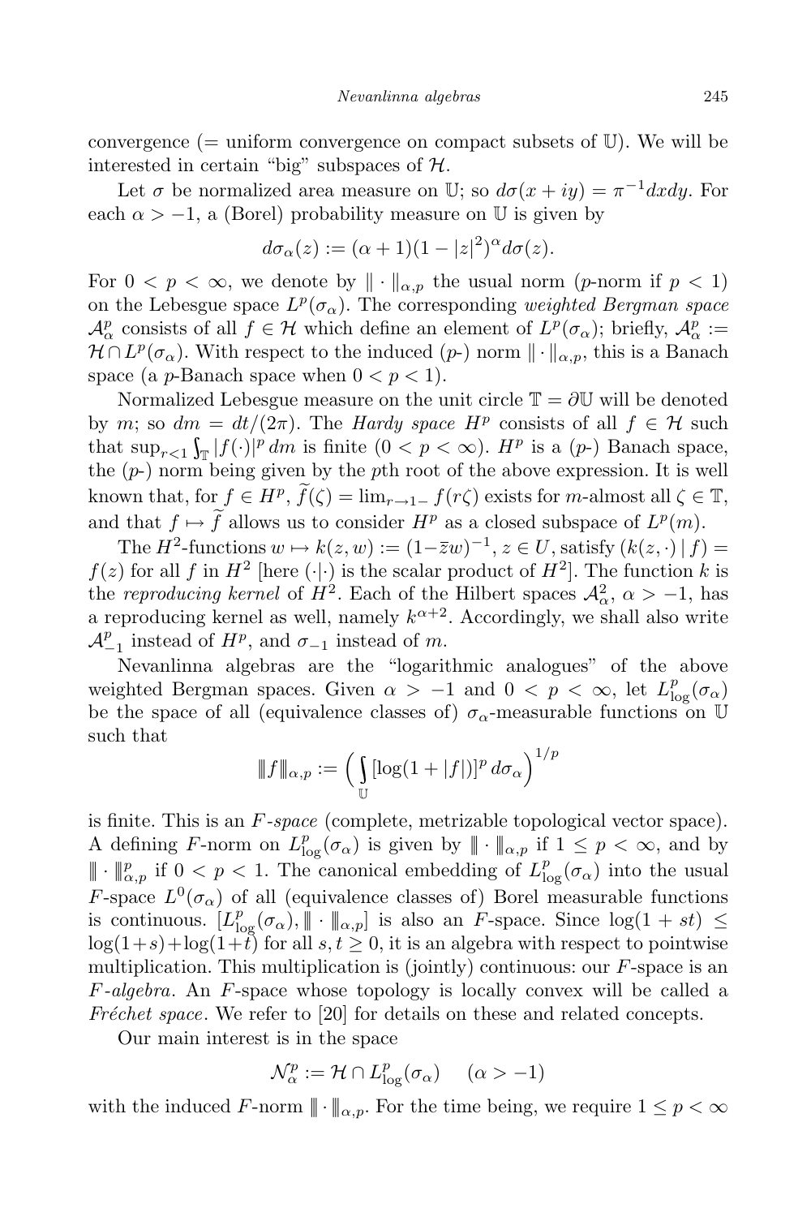convergence (= uniform convergence on compact subsets of $\mathbb{U}$). We will be interested in certain "big" subspaces of $\mathcal{H}$.

Let $\sigma$ be normalized area measure on $\mathbb{U}$; so $d\sigma(x+iy) = \pi^{-1}dxdy$. For each $\alpha > -1$, a (Borel) probability measure on $\mathbb{U}$ is given by

$$d\sigma_\alpha(z) := (\alpha+1)(1-|z|^2)^\alpha d\sigma(z).$$

For $0 < p < \infty$, we denote by $\|\cdot\|_{\alpha,p}$ the usual norm ($p$-norm if $p < 1$) on the Lebesgue space $L^p(\sigma_\alpha)$. The corresponding *weighted Bergman space* $\mathcal{A}^p_\alpha$ consists of all $f \in \mathcal{H}$ which define an element of $L^p(\sigma_\alpha)$; briefly, $\mathcal{A}^p_\alpha := \mathcal{H} \cap L^p(\sigma_\alpha)$. With respect to the induced ($p$-) norm $\|\cdot\|_{\alpha,p}$, this is a Banach space (a $p$-Banach space when $0 < p < 1$).

Normalized Lebesgue measure on the unit circle $\mathbb{T} = \partial\mathbb{U}$ will be denoted by $m$; so $dm = dt/(2\pi)$. The *Hardy space* $H^p$ consists of all $f \in \mathcal{H}$ such that $\sup_{r<1}\int_{\mathbb{T}} |f(\cdot)|^p\, dm$ is finite ($0 < p < \infty$). $H^p$ is a ($p$-) Banach space, the ($p$-) norm being given by the $p$th root of the above expression. It is well known that, for $f \in H^p$, $\widetilde{f}(\zeta) = \lim_{r\to 1-} f(r\zeta)$ exists for $m$-almost all $\zeta \in \mathbb{T}$, and that $f \mapsto \widetilde{f}$ allows us to consider $H^p$ as a closed subspace of $L^p(m)$.

The $H^2$-functions $w \mapsto k(z,w) := (1-\bar{z}w)^{-1}$, $z \in U$, satisfy $(k(z,\cdot)\,|\,f) = f(z)$ for all $f$ in $H^2$ [here $(\cdot|\cdot)$ is the scalar product of $H^2$]. The function $k$ is the *reproducing kernel* of $H^2$. Each of the Hilbert spaces $\mathcal{A}^2_\alpha$, $\alpha > -1$, has a reproducing kernel as well, namely $k^{\alpha+2}$. Accordingly, we shall also write $\mathcal{A}^p_{-1}$ instead of $H^p$, and $\sigma_{-1}$ instead of $m$.

Nevanlinna algebras are the "logarithmic analogues" of the above weighted Bergman spaces. Given $\alpha > -1$ and $0 < p < \infty$, let $L^p_{\log}(\sigma_\alpha)$ be the space of all (equivalence classes of) $\sigma_\alpha$-measurable functions on $\mathbb{U}$ such that

$$|\!|\!| f |\!|\!|_{\alpha,p} := \Big(\int_{\mathbb{U}} [\log(1+|f|)]^p\, d\sigma_\alpha\Big)^{1/p}$$

is finite. This is an *F-space* (complete, metrizable topological vector space). A defining $F$-norm on $L^p_{\log}(\sigma_\alpha)$ is given by $|\!|\!|\cdot|\!|\!|_{\alpha,p}$ if $1 \le p < \infty$, and by $|\!|\!|\cdot|\!|\!|^p_{\alpha,p}$ if $0 < p < 1$. The canonical embedding of $L^p_{\log}(\sigma_\alpha)$ into the usual $F$-space $L^0(\sigma_\alpha)$ of all (equivalence classes of) Borel measurable functions is continuous. $[L^p_{\log}(\sigma_\alpha), |\!|\!|\cdot|\!|\!|_{\alpha,p}]$ is also an $F$-space. Since $\log(1+st) \le \log(1+s)+\log(1+t)$ for all $s,t \ge 0$, it is an algebra with respect to pointwise multiplication. This multiplication is (jointly) continuous: our $F$-space is an *F-algebra*. An $F$-space whose topology is locally convex will be called a *Fréchet space*. We refer to [20] for details on these and related concepts.

Our main interest is in the space

$$\mathcal{N}^p_\alpha := \mathcal{H} \cap L^p_{\log}(\sigma_\alpha) \quad (\alpha > -1)$$

with the induced $F$-norm $|\!|\!|\cdot|\!|\!|_{\alpha,p}$. For the time being, we require $1 \le p < \infty$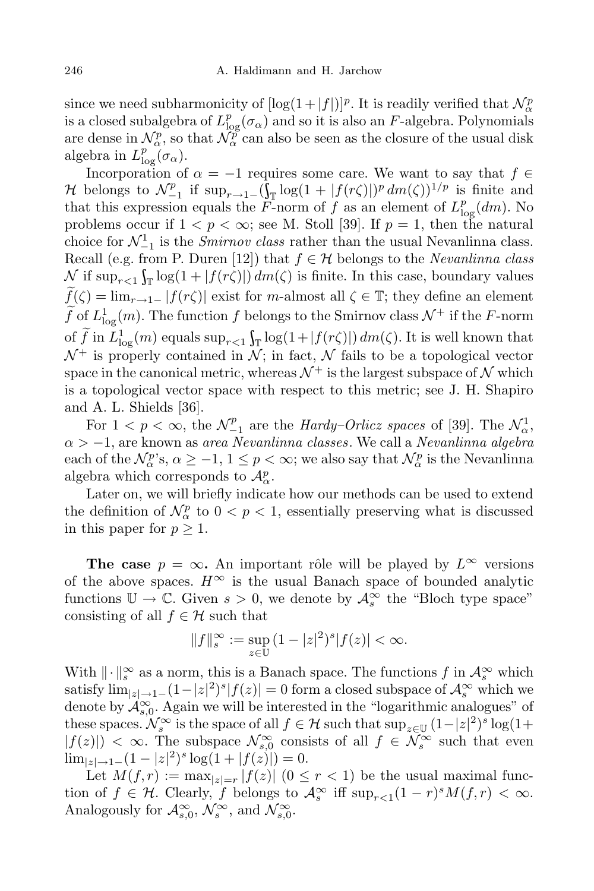since we need subharmonicity of $[\log(1+|f|)]^p$. It is readily verified that $\mathcal{N}_\alpha^p$ is a closed subalgebra of $L^p_{\log}(\sigma_\alpha)$ and so it is also an $F$-algebra. Polynomials are dense in $\mathcal{N}_\alpha^p$, so that $\mathcal{N}_\alpha^p$ can also be seen as the closure of the usual disk algebra in $L^p_{\log}(\sigma_\alpha)$.

Incorporation of $\alpha = -1$ requires some care. We want to say that $f \in \mathcal{H}$ belongs to $\mathcal{N}_{-1}^p$ if $\sup_{r\to 1-}(\int_{\mathbb{T}} \log(1+|f(r\zeta)|)^p\, dm(\zeta))^{1/p}$ is finite and that this expression equals the $F$-norm of $f$ as an element of $L^p_{\log}(dm)$. No problems occur if $1 < p < \infty$; see M. Stoll [39]. If $p = 1$, then the natural choice for $\mathcal{N}_{-1}^1$ is the *Smirnov class* rather than the usual Nevanlinna class. Recall (e.g. from P. Duren [12]) that $f \in \mathcal{H}$ belongs to the *Nevanlinna class* $\mathcal{N}$ if $\sup_{r<1}\int_{\mathbb{T}} \log(1+|f(r\zeta)|)\, dm(\zeta)$ is finite. In this case, boundary values $\widetilde{f}(\zeta) = \lim_{r\to 1-}|f(r\zeta)|$ exist for $m$-almost all $\zeta \in \mathbb{T}$; they define an element $\widetilde{f}$ of $L^1_{\log}(m)$. The function $f$ belongs to the Smirnov class $\mathcal{N}^+$ if the $F$-norm of $\widetilde{f}$ in $L^1_{\log}(m)$ equals $\sup_{r<1}\int_{\mathbb{T}}\log(1+|f(r\zeta)|)\, dm(\zeta)$. It is well known that $\mathcal{N}^+$ is properly contained in $\mathcal{N}$; in fact, $\mathcal{N}$ fails to be a topological vector space in the canonical metric, whereas $\mathcal{N}^+$ is the largest subspace of $\mathcal{N}$ which is a topological vector space with respect to this metric; see J. H. Shapiro and A. L. Shields [36].

For $1 < p < \infty$, the $\mathcal{N}_{-1}^p$ are the *Hardy–Orlicz spaces* of [39]. The $\mathcal{N}_\alpha^1$, $\alpha > -1$, are known as *area Nevanlinna classes*. We call a *Nevanlinna algebra* each of the $\mathcal{N}_\alpha^p$'s, $\alpha \geq -1$, $1 \leq p < \infty$; we also say that $\mathcal{N}_\alpha^p$ is the Nevanlinna algebra which corresponds to $\mathcal{A}_\alpha^p$.

Later on, we will briefly indicate how our methods can be used to extend the definition of $\mathcal{N}_\alpha^p$ to $0 < p < 1$, essentially preserving what is discussed in this paper for $p \geq 1$.

**The case $p = \infty$.** An important rôle will be played by $L^\infty$ versions of the above spaces. $H^\infty$ is the usual Banach space of bounded analytic functions $\mathbb{U} \to \mathbb{C}$. Given $s > 0$, we denote by $\mathcal{A}_s^\infty$ the "Bloch type space" consisting of all $f \in \mathcal{H}$ such that

$$\|f\|_s^\infty := \sup_{z\in\mathbb{U}} (1-|z|^2)^s |f(z)| < \infty.$$

With $\|\cdot\|_s^\infty$ as a norm, this is a Banach space. The functions $f$ in $\mathcal{A}_s^\infty$ which satisfy $\lim_{|z|\to 1-}(1-|z|^2)^s|f(z)| = 0$ form a closed subspace of $\mathcal{A}_s^\infty$ which we denote by $\mathcal{A}_{s,0}^\infty$. Again we will be interested in the "logarithmic analogues" of these spaces. $\mathcal{N}_s^\infty$ is the space of all $f \in \mathcal{H}$ such that $\sup_{z\in\mathbb{U}}(1-|z|^2)^s\log(1+|f(z)|) < \infty$. The subspace $\mathcal{N}_{s,0}^\infty$ consists of all $f \in \mathcal{N}_s^\infty$ such that even $\lim_{|z|\to 1-}(1-|z|^2)^s\log(1+|f(z)|) = 0$.

Let $M(f,r) := \max_{|z|=r}|f(z)|$ $(0 \leq r < 1)$ be the usual maximal function of $f \in \mathcal{H}$. Clearly, $f$ belongs to $\mathcal{A}_s^\infty$ iff $\sup_{r<1}(1-r)^s M(f,r) < \infty$. Analogously for $\mathcal{A}_{s,0}^\infty$, $\mathcal{N}_s^\infty$, and $\mathcal{N}_{s,0}^\infty$.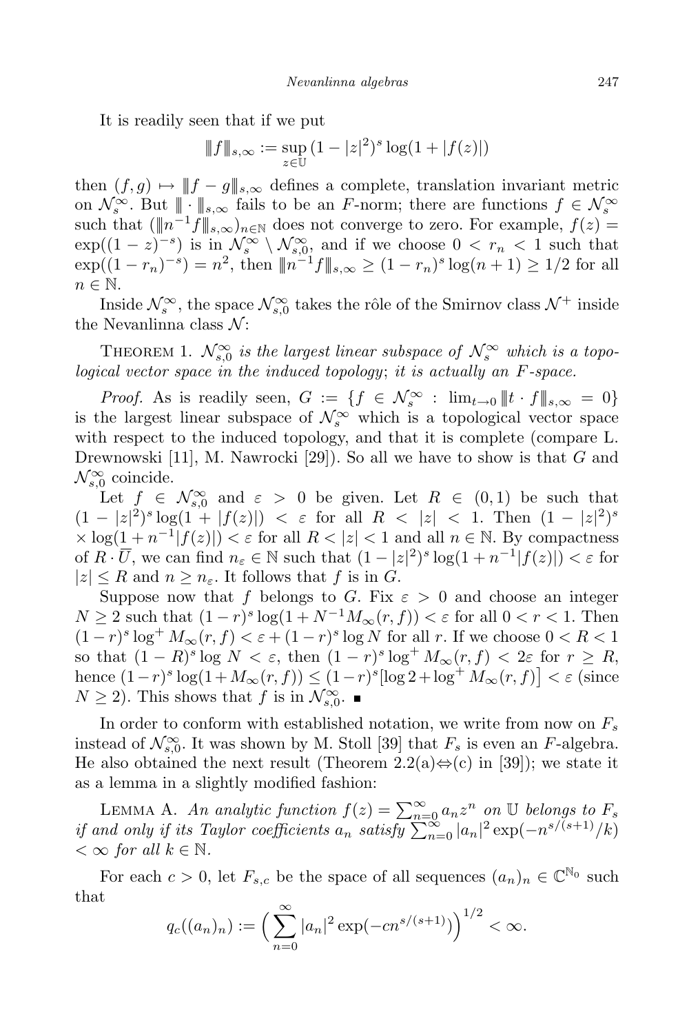It is readily seen that if we put

$$\|f\|_{s,\infty} := \sup_{z\in\mathbb{U}} (1-|z|^2)^s \log(1+|f(z)|)$$

then $(f,g) \mapsto \|f-g\|_{s,\infty}$ defines a complete, translation invariant metric on $\mathcal{N}_s^\infty$. But $\|\cdot\|_{s,\infty}$ fails to be an $F$-norm; there are functions $f \in \mathcal{N}_s^\infty$ such that $(\|n^{-1}f\|_{s,\infty})_{n\in\mathbb{N}}$ does not converge to zero. For example, $f(z) = \exp((1-z)^{-s})$ is in $\mathcal{N}_s^\infty \setminus \mathcal{N}_{s,0}^\infty$, and if we choose $0 < r_n < 1$ such that $\exp((1-r_n)^{-s}) = n^2$, then $\|n^{-1}f\|_{s,\infty} \geq (1-r_n)^s \log(n+1) \geq 1/2$ for all $n \in \mathbb{N}$.

Inside $\mathcal{N}_s^\infty$, the space $\mathcal{N}_{s,0}^\infty$ takes the rôle of the Smirnov class $\mathcal{N}^+$ inside the Nevanlinna class $\mathcal{N}$:

Theorem 1. *$\mathcal{N}_{s,0}^\infty$ is the largest linear subspace of $\mathcal{N}_s^\infty$ which is a topological vector space in the induced topology; it is actually an $F$-space.*

*Proof.* As is readily seen, $G := \{f \in \mathcal{N}_s^\infty : \lim_{t\to 0} \|t\cdot f\|_{s,\infty} = 0\}$ is the largest linear subspace of $\mathcal{N}_s^\infty$ which is a topological vector space with respect to the induced topology, and that it is complete (compare L. Drewnowski [11], M. Nawrocki [29]). So all we have to show is that $G$ and $\mathcal{N}_{s,0}^\infty$ coincide.

Let $f \in \mathcal{N}_{s,0}^\infty$ and $\varepsilon > 0$ be given. Let $R \in (0,1)$ be such that $(1-|z|^2)^s \log(1+|f(z)|) < \varepsilon$ for all $R < |z| < 1$. Then $(1-|z|^2)^s \times \log(1+n^{-1}|f(z)|) < \varepsilon$ for all $R < |z| < 1$ and all $n \in \mathbb{N}$. By compactness of $R\cdot\overline{U}$, we can find $n_\varepsilon \in \mathbb{N}$ such that $(1-|z|^2)^s \log(1+n^{-1}|f(z)|) < \varepsilon$ for $|z| \leq R$ and $n \geq n_\varepsilon$. It follows that $f$ is in $G$.

Suppose now that $f$ belongs to $G$. Fix $\varepsilon > 0$ and choose an integer $N \geq 2$ such that $(1-r)^s \log(1+N^{-1}M_\infty(r,f)) < \varepsilon$ for all $0 < r < 1$. Then $(1-r)^s \log^+ M_\infty(r,f) < \varepsilon + (1-r)^s \log N$ for all $r$. If we choose $0 < R < 1$ so that $(1-R)^s \log N < \varepsilon$, then $(1-r)^s \log^+ M_\infty(r,f) < 2\varepsilon$ for $r \geq R$, hence $(1-r)^s \log(1+M_\infty(r,f)) \leq (1-r)^s[\log 2 + \log^+ M_\infty(r,f)] < \varepsilon$ (since $N \geq 2$). This shows that $f$ is in $\mathcal{N}_{s,0}^\infty$. ∎

In order to conform with established notation, we write from now on $F_s$ instead of $\mathcal{N}_{s,0}^\infty$. It was shown by M. Stoll [39] that $F_s$ is even an $F$-algebra. He also obtained the next result (Theorem 2.2(a)⇔(c) in [39]); we state it as a lemma in a slightly modified fashion:

Lemma A. *An analytic function $f(z) = \sum_{n=0}^\infty a_n z^n$ on $\mathbb{U}$ belongs to $F_s$ if and only if its Taylor coefficients $a_n$ satisfy $\sum_{n=0}^\infty |a_n|^2 \exp(-n^{s/(s+1)}/k) < \infty$ for all $k \in \mathbb{N}$.*

For each $c > 0$, let $F_{s,c}$ be the space of all sequences $(a_n)_n \in \mathbb{C}^{\mathbb{N}_0}$ such that

$$q_c((a_n)_n) := \Big(\sum_{n=0}^\infty |a_n|^2 \exp(-cn^{s/(s+1)})\Big)^{1/2} < \infty.$$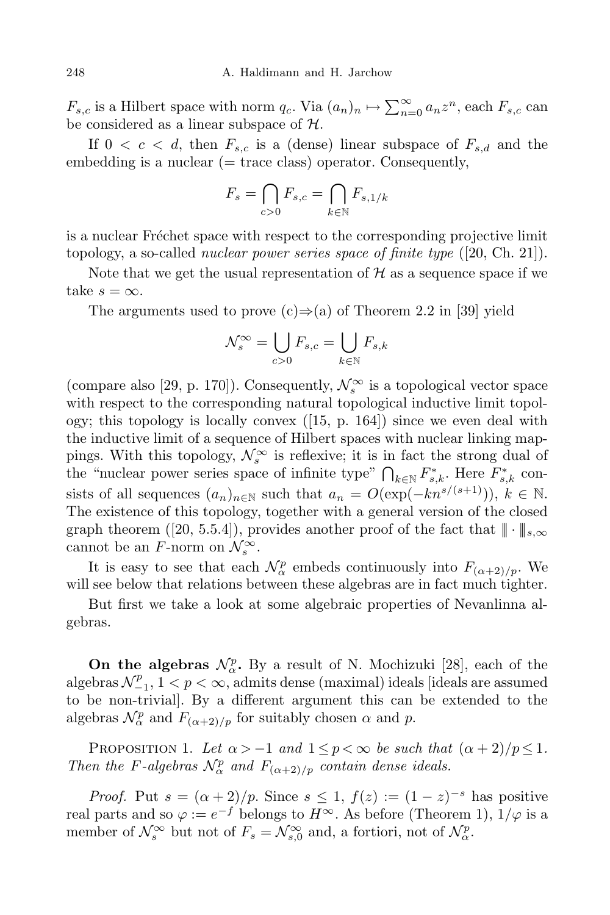$F_{s,c}$ is a Hilbert space with norm $q_c$. Via $(a_n)_n \mapsto \sum_{n=0}^{\infty} a_n z^n$, each $F_{s,c}$ can be considered as a linear subspace of $\mathcal{H}$.

If $0 < c < d$, then $F_{s,c}$ is a (dense) linear subspace of $F_{s,d}$ and the embedding is a nuclear (= trace class) operator. Consequently,

$$F_s = \bigcap_{c>0} F_{s,c} = \bigcap_{k\in\mathbb{N}} F_{s,1/k}$$

is a nuclear Fréchet space with respect to the corresponding projective limit topology, a so-called *nuclear power series space of finite type* ([20, Ch. 21]).

Note that we get the usual representation of $\mathcal{H}$ as a sequence space if we take $s = \infty$.

The arguments used to prove (c)⇒(a) of Theorem 2.2 in [39] yield

$$\mathcal{N}_s^{\infty} = \bigcup_{c>0} F_{s,c} = \bigcup_{k\in\mathbb{N}} F_{s,k}$$

(compare also [29, p. 170]). Consequently, $\mathcal{N}_s^{\infty}$ is a topological vector space with respect to the corresponding natural topological inductive limit topology; this topology is locally convex ([15, p. 164]) since we even deal with the inductive limit of a sequence of Hilbert spaces with nuclear linking mappings. With this topology, $\mathcal{N}_s^{\infty}$ is reflexive; it is in fact the strong dual of the "nuclear power series space of infinite type" $\bigcap_{k\in\mathbb{N}} F_{s,k}^*$. Here $F_{s,k}^*$ consists of all sequences $(a_n)_{n\in\mathbb{N}}$ such that $a_n = O(\exp(-kn^{s/(s+1)}))$, $k \in \mathbb{N}$. The existence of this topology, together with a general version of the closed graph theorem ([20, 5.5.4]), provides another proof of the fact that $\|\!|\cdot|\!\|_{s,\infty}$ cannot be an $F$-norm on $\mathcal{N}_s^{\infty}$.

It is easy to see that each $\mathcal{N}_\alpha^p$ embeds continuously into $F_{(\alpha+2)/p}$. We will see below that relations between these algebras are in fact much tighter.

But first we take a look at some algebraic properties of Nevanlinna algebras.

**On the algebras $\mathcal{N}_\alpha^p$.** By a result of N. Mochizuki [28], each of the algebras $\mathcal{N}_{-1}^p$, $1 < p < \infty$, admits dense (maximal) ideals [ideals are assumed to be non-trivial]. By a different argument this can be extended to the algebras $\mathcal{N}_\alpha^p$ and $F_{(\alpha+2)/p}$ for suitably chosen $\alpha$ and $p$.

PROPOSITION 1. *Let $\alpha > -1$ and $1 \le p < \infty$ be such that $(\alpha+2)/p \le 1$. Then the $F$-algebras $\mathcal{N}_\alpha^p$ and $F_{(\alpha+2)/p}$ contain dense ideals.*

*Proof.* Put $s = (\alpha+2)/p$. Since $s \le 1$, $f(z) := (1-z)^{-s}$ has positive real parts and so $\varphi := e^{-f}$ belongs to $H^{\infty}$. As before (Theorem 1), $1/\varphi$ is a member of $\mathcal{N}_s^{\infty}$ but not of $F_s = \mathcal{N}_{s,0}^{\infty}$ and, a fortiori, not of $\mathcal{N}_\alpha^p$.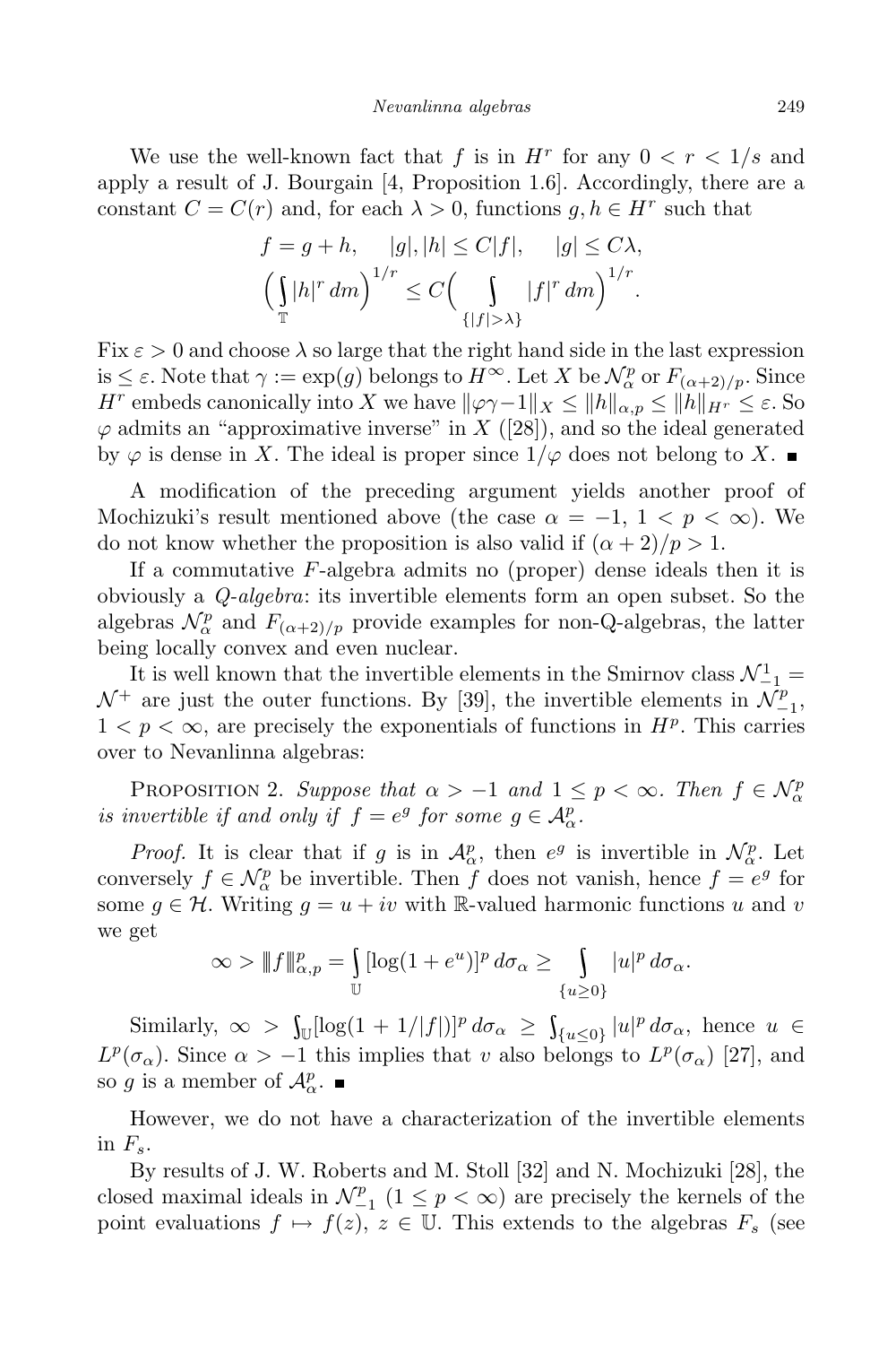We use the well-known fact that $f$ is in $H^r$ for any $0 < r < 1/s$ and apply a result of J. Bourgain [4, Proposition 1.6]. Accordingly, there are a constant $C = C(r)$ and, for each $\lambda > 0$, functions $g, h \in H^r$ such that

$$f = g + h, \quad |g|, |h| \le C|f|, \quad |g| \le C\lambda,$$
$$\Big(\int_{\mathbb{T}} |h|^r \, dm\Big)^{1/r} \le C\Big(\int_{\{|f|>\lambda\}} |f|^r \, dm\Big)^{1/r}.$$

Fix $\varepsilon > 0$ and choose $\lambda$ so large that the right hand side in the last expression is $\le \varepsilon$. Note that $\gamma := \exp(g)$ belongs to $H^\infty$. Let $X$ be $\mathcal{N}_\alpha^p$ or $F_{(\alpha+2)/p}$. Since $H^r$ embeds canonically into $X$ we have $\|\varphi\gamma - 1\|_X \le \|h\|_{\alpha,p} \le \|h\|_{H^r} \le \varepsilon$. So $\varphi$ admits an "approximative inverse" in $X$ ([28]), and so the ideal generated by $\varphi$ is dense in $X$. The ideal is proper since $1/\varphi$ does not belong to $X$. ∎

A modification of the preceding argument yields another proof of Mochizuki's result mentioned above (the case $\alpha = -1$, $1 < p < \infty$). We do not know whether the proposition is also valid if $(\alpha+2)/p > 1$.

If a commutative $F$-algebra admits no (proper) dense ideals then it is obviously a *Q-algebra*: its invertible elements form an open subset. So the algebras $\mathcal{N}_\alpha^p$ and $F_{(\alpha+2)/p}$ provide examples for non-Q-algebras, the latter being locally convex and even nuclear.

It is well known that the invertible elements in the Smirnov class $\mathcal{N}_{-1}^1 = \mathcal{N}^+$ are just the outer functions. By [39], the invertible elements in $\mathcal{N}_{-1}^p$, $1 < p < \infty$, are precisely the exponentials of functions in $H^p$. This carries over to Nevanlinna algebras:

Proposition 2. *Suppose that $\alpha > -1$ and $1 \le p < \infty$. Then $f \in \mathcal{N}_\alpha^p$ is invertible if and only if $f = e^g$ for some $g \in \mathcal{A}_\alpha^p$.*

*Proof.* It is clear that if $g$ is in $\mathcal{A}_\alpha^p$, then $e^g$ is invertible in $\mathcal{N}_\alpha^p$. Let conversely $f \in \mathcal{N}_\alpha^p$ be invertible. Then $f$ does not vanish, hence $f = e^g$ for some $g \in \mathcal{H}$. Writing $g = u + iv$ with $\mathbb{R}$-valued harmonic functions $u$ and $v$ we get

$$\infty > |||f|||_{\alpha,p}^p = \int_{\mathbb{U}} [\log(1 + e^u)]^p \, d\sigma_\alpha \ge \int_{\{u \ge 0\}} |u|^p \, d\sigma_\alpha.$$

Similarly, $\infty > \int_{\mathbb{U}} [\log(1 + 1/|f|)]^p \, d\sigma_\alpha \ge \int_{\{u \le 0\}} |u|^p \, d\sigma_\alpha$, hence $u \in L^p(\sigma_\alpha)$. Since $\alpha > -1$ this implies that $v$ also belongs to $L^p(\sigma_\alpha)$ [27], and so $g$ is a member of $\mathcal{A}_\alpha^p$. ∎

However, we do not have a characterization of the invertible elements in $F_s$.

By results of J. W. Roberts and M. Stoll [32] and N. Mochizuki [28], the closed maximal ideals in $\mathcal{N}_{-1}^p$ $(1 \le p < \infty)$ are precisely the kernels of the point evaluations $f \mapsto f(z)$, $z \in \mathbb{U}$. This extends to the algebras $F_s$ (see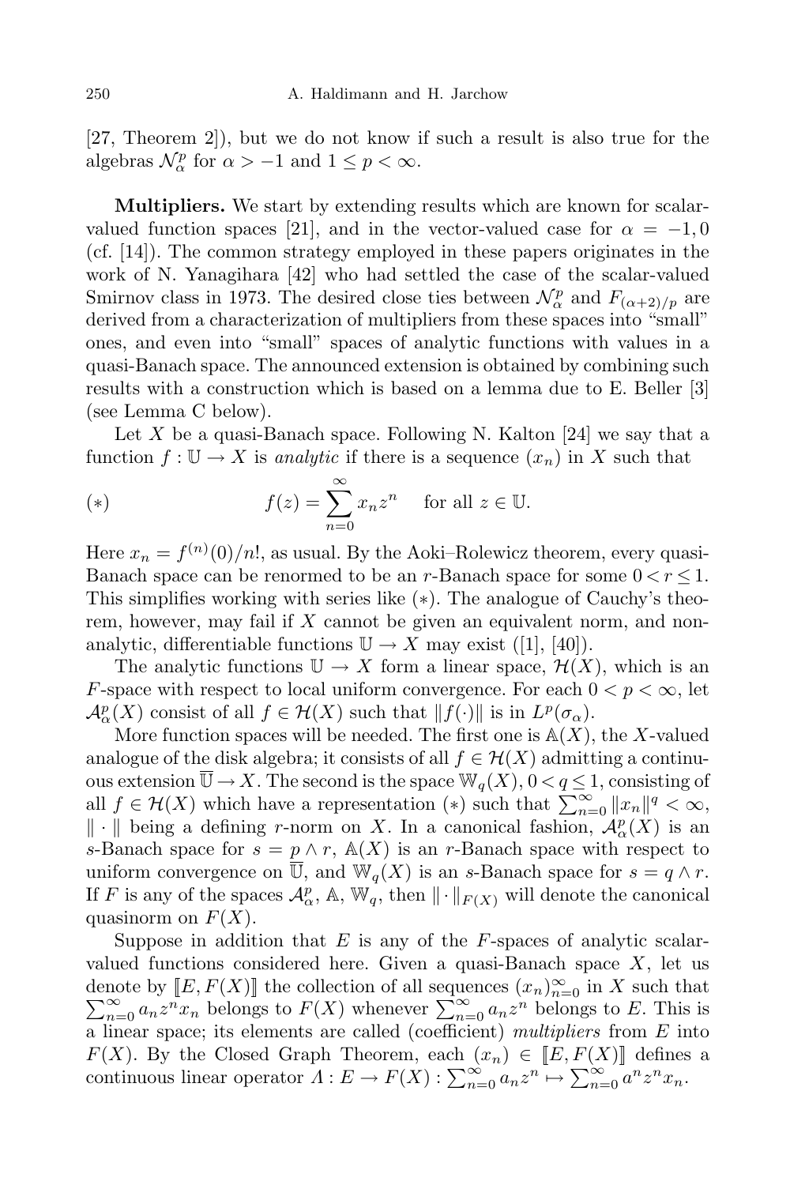[27, Theorem 2]), but we do not know if such a result is also true for the algebras $\mathcal{N}_\alpha^p$ for $\alpha > -1$ and $1 \le p < \infty$.

**Multipliers.** We start by extending results which are known for scalar-valued function spaces [21], and in the vector-valued case for $\alpha = -1, 0$ (cf. [14]). The common strategy employed in these papers originates in the work of N. Yanagihara [42] who had settled the case of the scalar-valued Smirnov class in 1973. The desired close ties between $\mathcal{N}_\alpha^p$ and $F_{(\alpha+2)/p}$ are derived from a characterization of multipliers from these spaces into "small" ones, and even into "small" spaces of analytic functions with values in a quasi-Banach space. The announced extension is obtained by combining such results with a construction which is based on a lemma due to E. Beller [3] (see Lemma C below).

Let $X$ be a quasi-Banach space. Following N. Kalton [24] we say that a function $f : \mathbb{U} \to X$ is *analytic* if there is a sequence $(x_n)$ in $X$ such that

$$(*) \qquad f(z) = \sum_{n=0}^{\infty} x_n z^n \quad \text{for all } z \in \mathbb{U}.$$

Here $x_n = f^{(n)}(0)/n!$, as usual. By the Aoki–Rolewicz theorem, every quasi-Banach space can be renormed to be an $r$-Banach space for some $0 < r \le 1$. This simplifies working with series like $(*)$. The analogue of Cauchy's theorem, however, may fail if $X$ cannot be given an equivalent norm, and non-analytic, differentiable functions $\mathbb{U} \to X$ may exist ([1], [40]).

The analytic functions $\mathbb{U} \to X$ form a linear space, $\mathcal{H}(X)$, which is an $F$-space with respect to local uniform convergence. For each $0 < p < \infty$, let $\mathcal{A}_\alpha^p(X)$ consist of all $f \in \mathcal{H}(X)$ such that $\|f(\cdot)\|$ is in $L^p(\sigma_\alpha)$.

More function spaces will be needed. The first one is $\mathbb{A}(X)$, the $X$-valued analogue of the disk algebra; it consists of all $f \in \mathcal{H}(X)$ admitting a continuous extension $\overline{\mathbb{U}} \to X$. The second is the space $\mathbb{W}_q(X)$, $0 < q \le 1$, consisting of all $f \in \mathcal{H}(X)$ which have a representation $(*)$ such that $\sum_{n=0}^\infty \|x_n\|^q < \infty$, $\|\cdot\|$ being a defining $r$-norm on $X$. In a canonical fashion, $\mathcal{A}_\alpha^p(X)$ is an $s$-Banach space for $s = p \wedge r$, $\mathbb{A}(X)$ is an $r$-Banach space with respect to uniform convergence on $\overline{\mathbb{U}}$, and $\mathbb{W}_q(X)$ is an $s$-Banach space for $s = q \wedge r$. If $F$ is any of the spaces $\mathcal{A}_\alpha^p$, $\mathbb{A}$, $\mathbb{W}_q$, then $\|\cdot\|_{F(X)}$ will denote the canonical quasinorm on $F(X)$.

Suppose in addition that $E$ is any of the $F$-spaces of analytic scalar-valued functions considered here. Given a quasi-Banach space $X$, let us denote by $[\![E, F(X)]\!]$ the collection of all sequences $(x_n)_{n=0}^\infty$ in $X$ such that $\sum_{n=0}^\infty a_n z^n x_n$ belongs to $F(X)$ whenever $\sum_{n=0}^\infty a_n z^n$ belongs to $E$. This is a linear space; its elements are called (coefficient) *multipliers* from $E$ into $F(X)$. By the Closed Graph Theorem, each $(x_n) \in [\![E, F(X)]\!]$ defines a continuous linear operator $\Lambda : E \to F(X) : \sum_{n=0}^\infty a_n z^n \mapsto \sum_{n=0}^\infty a^n z^n x_n$.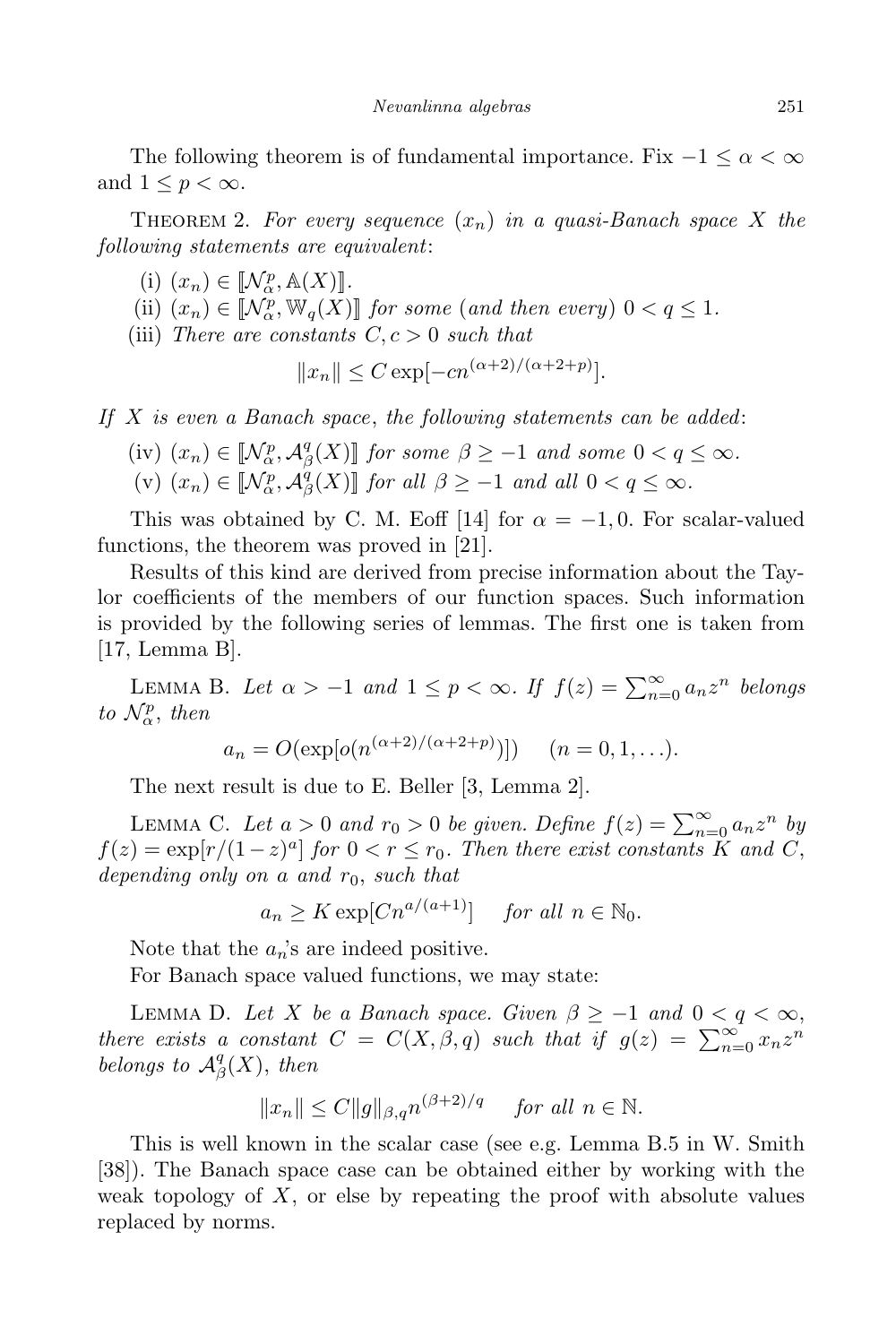The following theorem is of fundamental importance. Fix $-1 \le \alpha < \infty$ and $1 \le p < \infty$.

Theorem 2. *For every sequence* $(x_n)$ *in a quasi-Banach space* $X$ *the following statements are equivalent*:

(i) $(x_n) \in [\![\mathcal{N}_\alpha^p, \mathbb{A}(X)]\!]$.

(ii) $(x_n) \in [\![\mathcal{N}_\alpha^p, \mathbb{W}_q(X)]\!]$ *for some* (*and then every*) $0 < q \le 1$.

(iii) *There are constants* $C, c > 0$ *such that*

$$\|x_n\| \le C \exp[-cn^{(\alpha+2)/(\alpha+2+p)}].$$

*If* $X$ *is even a Banach space*, *the following statements can be added*:

(iv) $(x_n) \in [\![\mathcal{N}_\alpha^p, \mathcal{A}_\beta^q(X)]\!]$ *for some* $\beta \ge -1$ *and some* $0 < q \le \infty$.

(v) $(x_n) \in [\![\mathcal{N}_\alpha^p, \mathcal{A}_\beta^q(X)]\!]$ *for all* $\beta \ge -1$ *and all* $0 < q \le \infty$.

This was obtained by C. M. Eoff [14] for $\alpha = -1, 0$. For scalar-valued functions, the theorem was proved in [21].

Results of this kind are derived from precise information about the Taylor coefficients of the members of our function spaces. Such information is provided by the following series of lemmas. The first one is taken from [17, Lemma B].

Lemma B. *Let* $\alpha > -1$ *and* $1 \le p < \infty$. *If* $f(z) = \sum_{n=0}^\infty a_n z^n$ *belongs to* $\mathcal{N}_\alpha^p$, *then*

$$a_n = O(\exp[o(n^{(\alpha+2)/(\alpha+2+p)})]) \quad (n = 0, 1, \ldots).$$

The next result is due to E. Beller [3, Lemma 2].

Lemma C. *Let* $a > 0$ *and* $r_0 > 0$ *be given. Define* $f(z) = \sum_{n=0}^\infty a_n z^n$ *by* $f(z) = \exp[r/(1-z)^a]$ *for* $0 < r \le r_0$. *Then there exist constants* $K$ *and* $C$, *depending only on* $a$ *and* $r_0$, *such that*

$$a_n \ge K \exp[Cn^{a/(a+1)}] \quad \text{for all } n \in \mathbb{N}_0.$$

Note that the $a_n$'s are indeed positive.

For Banach space valued functions, we may state:

Lemma D. *Let* $X$ *be a Banach space. Given* $\beta \ge -1$ *and* $0 < q < \infty$, *there exists a constant* $C = C(X, \beta, q)$ *such that if* $g(z) = \sum_{n=0}^\infty x_n z^n$ *belongs to* $\mathcal{A}_\beta^q(X)$, *then*

$$\|x_n\| \le C \|g\|_{\beta,q} n^{(\beta+2)/q} \quad \text{for all } n \in \mathbb{N}.$$

This is well known in the scalar case (see e.g. Lemma B.5 in W. Smith [38]). The Banach space case can be obtained either by working with the weak topology of $X$, or else by repeating the proof with absolute values replaced by norms.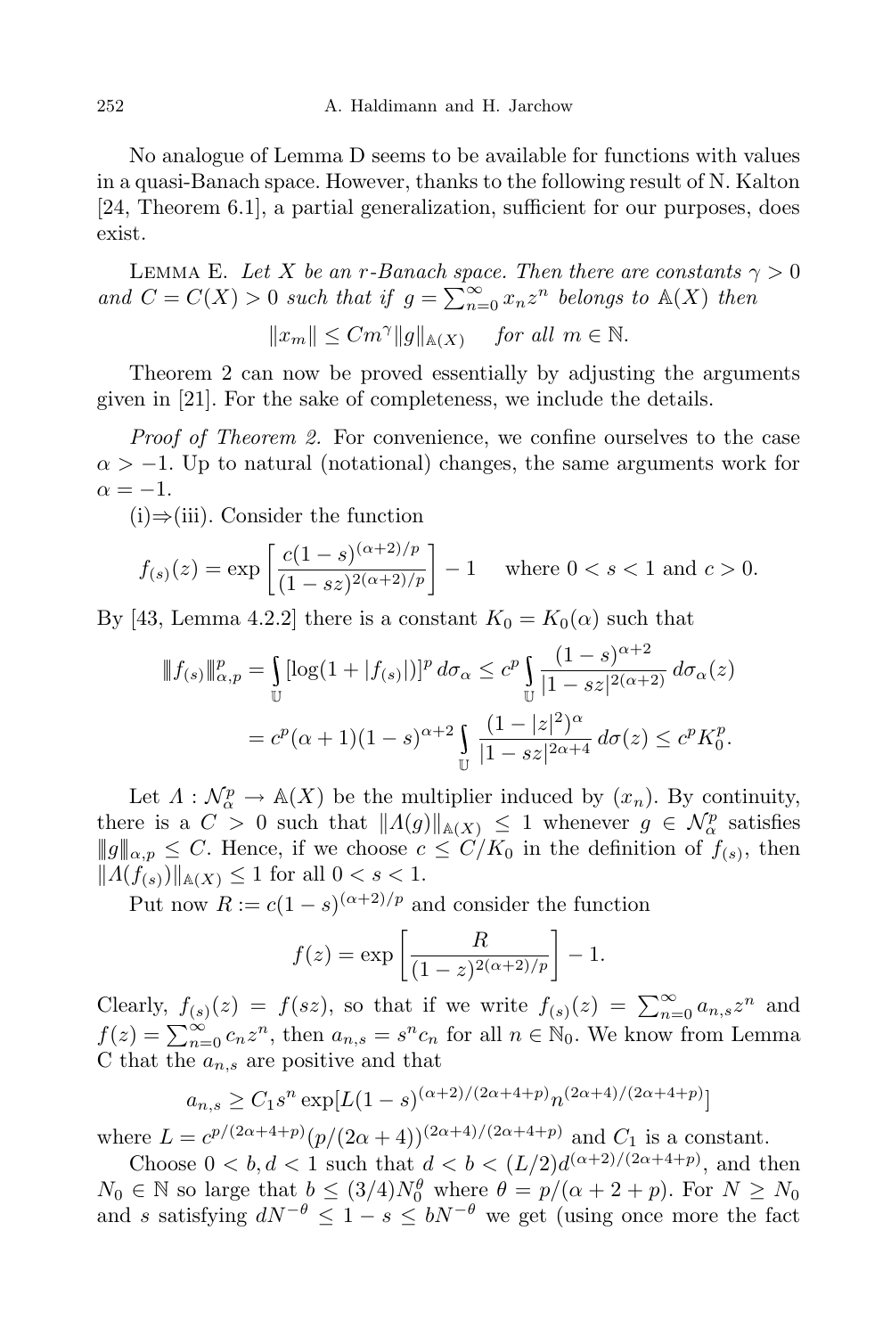No analogue of Lemma D seems to be available for functions with values in a quasi-Banach space. However, thanks to the following result of N. Kalton [24, Theorem 6.1], a partial generalization, sufficient for our purposes, does exist.

Lemma E. *Let $X$ be an $r$-Banach space. Then there are constants $\gamma > 0$ and $C = C(X) > 0$ such that if $g = \sum_{n=0}^{\infty} x_n z^n$ belongs to $\mathbb{A}(X)$ then*

$$\|x_m\| \leq C m^{\gamma} \|g\|_{\mathbb{A}(X)} \quad \text{for all } m \in \mathbb{N}.$$

Theorem 2 can now be proved essentially by adjusting the arguments given in [21]. For the sake of completeness, we include the details.

*Proof of Theorem 2.* For convenience, we confine ourselves to the case $\alpha > -1$. Up to natural (notational) changes, the same arguments work for $\alpha = -1$.

(i)⇒(iii). Consider the function

$$f_{(s)}(z) = \exp\left[\frac{c(1-s)^{(\alpha+2)/p}}{(1-sz)^{2(\alpha+2)/p}}\right] - 1 \quad \text{where } 0 < s < 1 \text{ and } c > 0.$$

By [43, Lemma 4.2.2] there is a constant $K_0 = K_0(\alpha)$ such that

$$\begin{aligned}
\|\!|f_{(s)}|\!\|_{\alpha,p}^p &= \int_{\mathbb{U}} [\log(1 + |f_{(s)}|)]^p \, d\sigma_\alpha \leq c^p \int_{\mathbb{U}} \frac{(1-s)^{\alpha+2}}{|1-sz|^{2(\alpha+2)}} \, d\sigma_\alpha(z) \\
&= c^p(\alpha+1)(1-s)^{\alpha+2} \int_{\mathbb{U}} \frac{(1-|z|^2)^\alpha}{|1-sz|^{2\alpha+4}} \, d\sigma(z) \leq c^p K_0^p.
\end{aligned}$$

Let $\Lambda : \mathcal{N}_\alpha^p \to \mathbb{A}(X)$ be the multiplier induced by $(x_n)$. By continuity, there is a $C > 0$ such that $\|\Lambda(g)\|_{\mathbb{A}(X)} \leq 1$ whenever $g \in \mathcal{N}_\alpha^p$ satisfies $\|\!|g|\!\|_{\alpha,p} \leq C$. Hence, if we choose $c \leq C/K_0$ in the definition of $f_{(s)}$, then $\|\Lambda(f_{(s)})\|_{\mathbb{A}(X)} \leq 1$ for all $0 < s < 1$.

Put now $R := c(1-s)^{(\alpha+2)/p}$ and consider the function

$$f(z) = \exp\left[\frac{R}{(1-z)^{2(\alpha+2)/p}}\right] - 1.$$

Clearly, $f_{(s)}(z) = f(sz)$, so that if we write $f_{(s)}(z) = \sum_{n=0}^{\infty} a_{n,s} z^n$ and $f(z) = \sum_{n=0}^{\infty} c_n z^n$, then $a_{n,s} = s^n c_n$ for all $n \in \mathbb{N}_0$. We know from Lemma C that the $a_{n,s}$ are positive and that

$$a_{n,s} \geq C_1 s^n \exp[L(1-s)^{(\alpha+2)/(2\alpha+4+p)} n^{(2\alpha+4)/(2\alpha+4+p)}]$$

where $L = c^{p/(2\alpha+4+p)}(p/(2\alpha+4))^{(2\alpha+4)/(2\alpha+4+p)}$ and $C_1$ is a constant.

Choose $0 < b, d < 1$ such that $d < b < (L/2)d^{(\alpha+2)/(2\alpha+4+p)}$, and then $N_0 \in \mathbb{N}$ so large that $b \leq (3/4)N_0^\theta$ where $\theta = p/(\alpha+2+p)$. For $N \geq N_0$ and $s$ satisfying $dN^{-\theta} \leq 1 - s \leq bN^{-\theta}$ we get (using once more the fact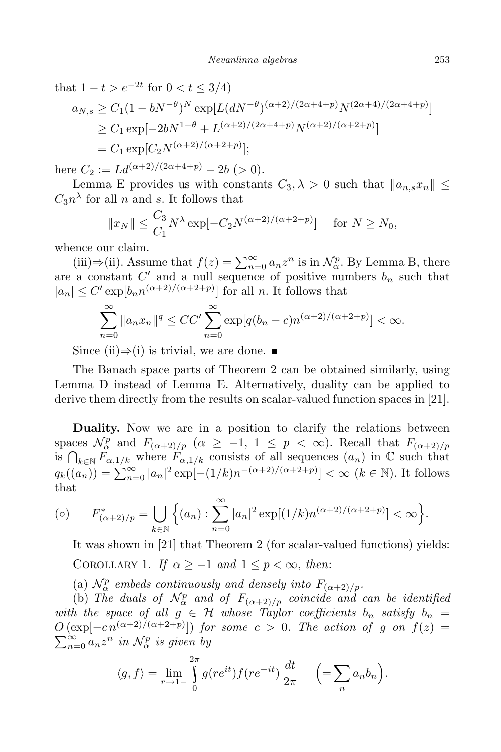that $1-t > e^{-2t}$ for $0 < t \le 3/4$)

$$\begin{aligned}
a_{N,s} &\ge C_1(1-bN^{-\theta})^N \exp[L(dN^{-\theta})^{(\alpha+2)/(2\alpha+4+p)} N^{(2\alpha+4)/(2\alpha+4+p)}] \\
&\ge C_1 \exp[-2bN^{1-\theta} + L^{(\alpha+2)/(2\alpha+4+p)} N^{(\alpha+2)/(\alpha+2+p)}] \\
&= C_1 \exp[C_2 N^{(\alpha+2)/(\alpha+2+p)}];
\end{aligned}$$

here $C_2 := Ld^{(\alpha+2)/(2\alpha+4+p)} - 2b \ (>0)$.

Lemma E provides us with constants $C_3, \lambda > 0$ such that $\|a_{n,s}x_n\| \le C_3 n^\lambda$ for all $n$ and $s$. It follows that

$$\|x_N\| \le \frac{C_3}{C_1} N^\lambda \exp[-C_2 N^{(\alpha+2)/(\alpha+2+p)}] \quad \text{for } N \ge N_0,$$

whence our claim.

(iii)⇒(ii). Assume that $f(z) = \sum_{n=0}^\infty a_n z^n$ is in $\mathcal{N}_\alpha^p$. By Lemma B, there are a constant $C'$ and a null sequence of positive numbers $b_n$ such that $|a_n| \le C' \exp[b_n n^{(\alpha+2)/(\alpha+2+p)}]$ for all $n$. It follows that

$$\sum_{n=0}^\infty \|a_n x_n\|^q \le CC' \sum_{n=0}^\infty \exp[q(b_n - c)n^{(\alpha+2)/(\alpha+2+p)}] < \infty.$$

Since (ii)⇒(i) is trivial, we are done. ■

The Banach space parts of Theorem 2 can be obtained similarly, using Lemma D instead of Lemma E. Alternatively, duality can be applied to derive them directly from the results on scalar-valued function spaces in [21].

**Duality.** Now we are in a position to clarify the relations between spaces $\mathcal{N}_\alpha^p$ and $F_{(\alpha+2)/p}$ ($\alpha \ge -1$, $1 \le p < \infty$). Recall that $F_{(\alpha+2)/p}$ is $\bigcap_{k\in\mathbb{N}} F_{\alpha,1/k}$ where $F_{\alpha,1/k}$ consists of all sequences $(a_n)$ in $\mathbb{C}$ such that $q_k((a_n)) = \sum_{n=0}^\infty |a_n|^2 \exp[-(1/k)n^{-(\alpha+2)/(\alpha+2+p)}] < \infty$ ($k \in \mathbb{N}$). It follows that

$$(\circ) \qquad F_{(\alpha+2)/p}^* = \bigcup_{k\in\mathbb{N}} \Big\{(a_n) : \sum_{n=0}^\infty |a_n|^2 \exp[(1/k)n^{(\alpha+2)/(\alpha+2+p)}] < \infty\Big\}.$$

It was shown in [21] that Theorem 2 (for scalar-valued functions) yields:

Corollary 1. *If $\alpha \ge -1$ and $1 \le p < \infty$, then*:

(a) *$\mathcal{N}_\alpha^p$ embeds continuously and densely into $F_{(\alpha+2)/p}$.*

(b) *The duals of $\mathcal{N}_\alpha^p$ and of $F_{(\alpha+2)/p}$ coincide and can be identified with the space of all $g \in \mathcal{H}$ whose Taylor coefficients $b_n$ satisfy $b_n = O(\exp[-c\,n^{(\alpha+2)/(\alpha+2+p)}])$ for some $c > 0$. The action of $g$ on $f(z) = \sum_{n=0}^\infty a_n z^n$ in $\mathcal{N}_\alpha^p$ is given by*

$$\langle g, f\rangle = \lim_{r\to 1-} \int_0^{2\pi} g(re^{it}) f(re^{-it}) \frac{dt}{2\pi} \quad \Big(= \sum_n a_n b_n\Big).$$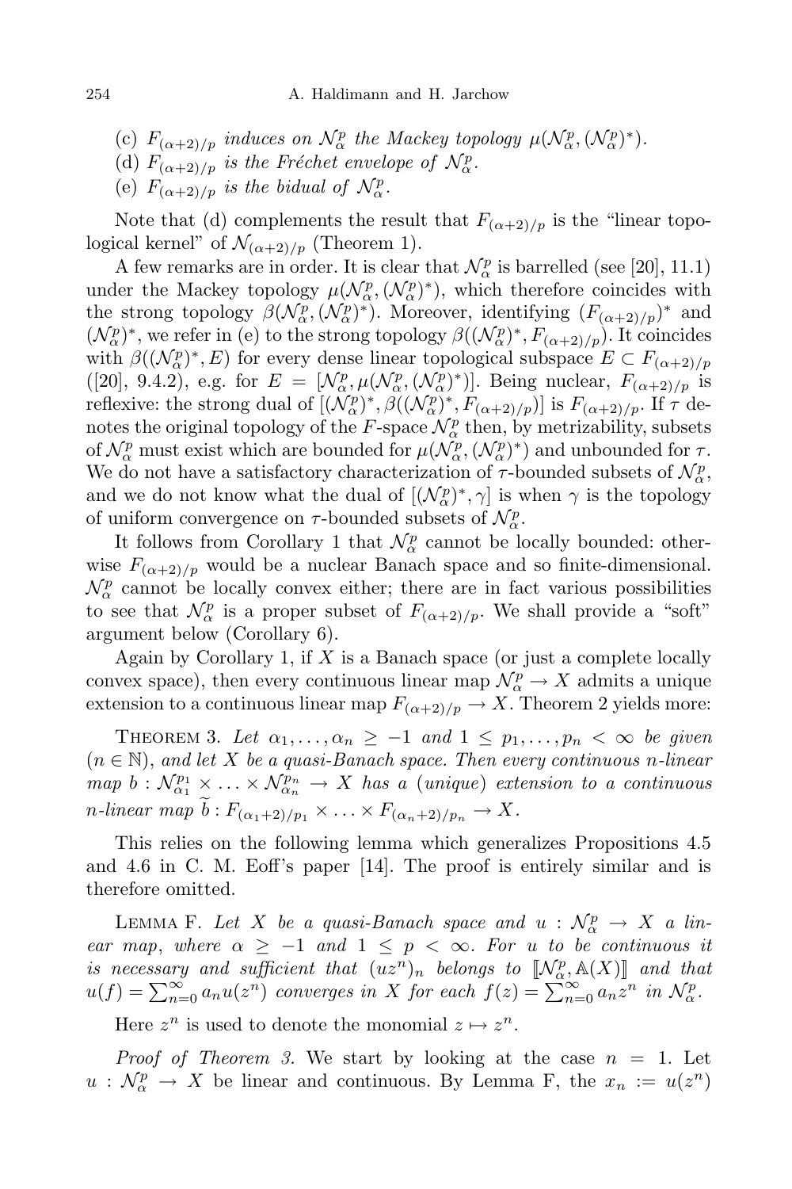(c) $F_{(\alpha+2)/p}$ *induces on* $\mathcal{N}_\alpha^p$ *the Mackey topology* $\mu(\mathcal{N}_\alpha^p, (\mathcal{N}_\alpha^p)^*)$.

(d) $F_{(\alpha+2)/p}$ *is the Fréchet envelope of* $\mathcal{N}_\alpha^p$.

(e) $F_{(\alpha+2)/p}$ *is the bidual of* $\mathcal{N}_\alpha^p$.

Note that (d) complements the result that $F_{(\alpha+2)/p}$ is the "linear topological kernel" of $\mathcal{N}_{(\alpha+2)/p}$ (Theorem 1).

A few remarks are in order. It is clear that $\mathcal{N}_\alpha^p$ is barrelled (see [20], 11.1) under the Mackey topology $\mu(\mathcal{N}_\alpha^p, (\mathcal{N}_\alpha^p)^*)$, which therefore coincides with the strong topology $\beta(\mathcal{N}_\alpha^p, (\mathcal{N}_\alpha^p)^*)$. Moreover, identifying $(F_{(\alpha+2)/p})^*$ and $(\mathcal{N}_\alpha^p)^*$, we refer in (e) to the strong topology $\beta((\mathcal{N}_\alpha^p)^*, F_{(\alpha+2)/p})$. It coincides with $\beta((\mathcal{N}_\alpha^p)^*, E)$ for every dense linear topological subspace $E \subset F_{(\alpha+2)/p}$ ([20], 9.4.2), e.g. for $E = [\mathcal{N}_\alpha^p, \mu(\mathcal{N}_\alpha^p, (\mathcal{N}_\alpha^p)^*)]$. Being nuclear, $F_{(\alpha+2)/p}$ is reflexive: the strong dual of $[(\mathcal{N}_\alpha^p)^*, \beta((\mathcal{N}_\alpha^p)^*, F_{(\alpha+2)/p})]$ is $F_{(\alpha+2)/p}$. If $\tau$ denotes the original topology of the $F$-space $\mathcal{N}_\alpha^p$ then, by metrizability, subsets of $\mathcal{N}_\alpha^p$ must exist which are bounded for $\mu(\mathcal{N}_\alpha^p, (\mathcal{N}_\alpha^p)^*)$ and unbounded for $\tau$. We do not have a satisfactory characterization of $\tau$-bounded subsets of $\mathcal{N}_\alpha^p$, and we do not know what the dual of $[(\mathcal{N}_\alpha^p)^*, \gamma]$ is when $\gamma$ is the topology of uniform convergence on $\tau$-bounded subsets of $\mathcal{N}_\alpha^p$.

It follows from Corollary 1 that $\mathcal{N}_\alpha^p$ cannot be locally bounded: otherwise $F_{(\alpha+2)/p}$ would be a nuclear Banach space and so finite-dimensional. $\mathcal{N}_\alpha^p$ cannot be locally convex either; there are in fact various possibilities to see that $\mathcal{N}_\alpha^p$ is a proper subset of $F_{(\alpha+2)/p}$. We shall provide a "soft" argument below (Corollary 6).

Again by Corollary 1, if $X$ is a Banach space (or just a complete locally convex space), then every continuous linear map $\mathcal{N}_\alpha^p \to X$ admits a unique extension to a continuous linear map $F_{(\alpha+2)/p} \to X$. Theorem 2 yields more:

Theorem 3. *Let* $\alpha_1, \ldots, \alpha_n \geq -1$ *and* $1 \leq p_1, \ldots, p_n < \infty$ *be given* ($n \in \mathbb{N}$), *and let* $X$ *be a quasi-Banach space. Then every continuous* $n$*-linear map* $b : \mathcal{N}_{\alpha_1}^{p_1} \times \ldots \times \mathcal{N}_{\alpha_n}^{p_n} \to X$ *has a* (*unique*) *extension to a continuous* $n$*-linear map* $\widetilde{b} : F_{(\alpha_1+2)/p_1} \times \ldots \times F_{(\alpha_n+2)/p_n} \to X$.

This relies on the following lemma which generalizes Propositions 4.5 and 4.6 in C. M. Eoff's paper [14]. The proof is entirely similar and is therefore omitted.

Lemma F. *Let* $X$ *be a quasi-Banach space and* $u : \mathcal{N}_\alpha^p \to X$ *a linear map, where* $\alpha \geq -1$ *and* $1 \leq p < \infty$. *For* $u$ *to be continuous it is necessary and sufficient that* $(uz^n)_n$ *belongs to* $[\![\mathcal{N}_\alpha^p, \mathbb{A}(X)]\!]$ *and that* $u(f) = \sum_{n=0}^\infty a_n u(z^n)$ *converges in* $X$ *for each* $f(z) = \sum_{n=0}^\infty a_n z^n$ *in* $\mathcal{N}_\alpha^p$.

Here $z^n$ is used to denote the monomial $z \mapsto z^n$.

*Proof of Theorem 3.* We start by looking at the case $n = 1$. Let $u : \mathcal{N}_\alpha^p \to X$ be linear and continuous. By Lemma F, the $x_n := u(z^n)$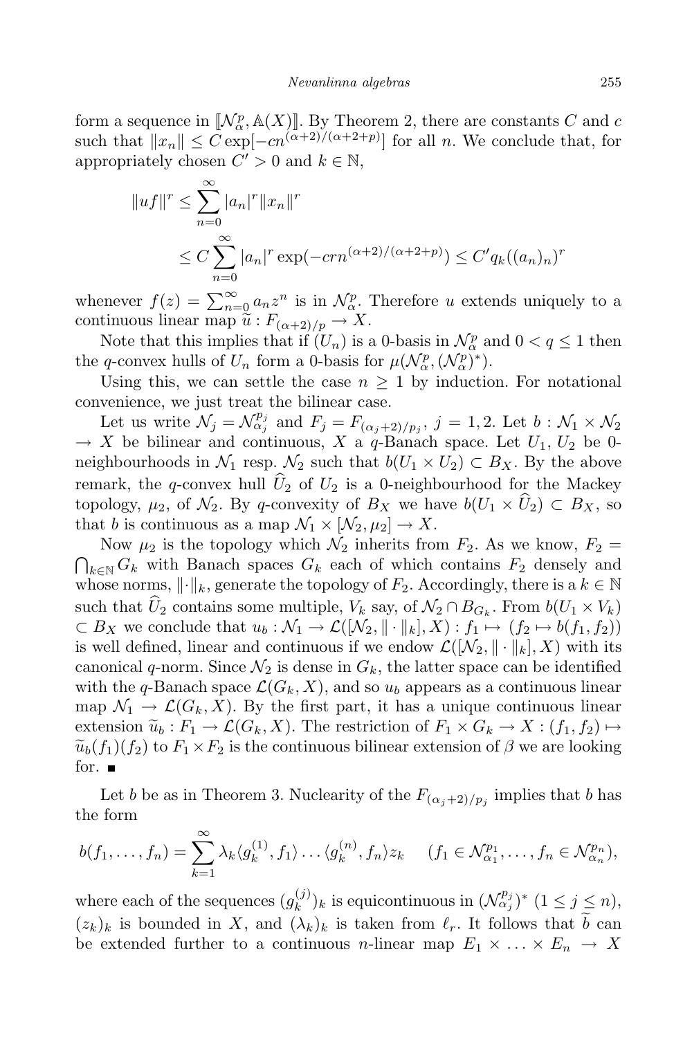form a sequence in $[\![\mathcal{N}^p_\alpha, \mathbb{A}(X)]\!]$. By Theorem 2, there are constants $C$ and $c$ such that $\|x_n\| \leq C \exp[-cn^{(\alpha+2)/(\alpha+2+p)}]$ for all $n$. We conclude that, for appropriately chosen $C' > 0$ and $k \in \mathbb{N}$,

$$
\begin{aligned}
\|uf\|^r &\leq \sum_{n=0}^{\infty} |a_n|^r \|x_n\|^r \\
&\leq C \sum_{n=0}^{\infty} |a_n|^r \exp(-crn^{(\alpha+2)/(\alpha+2+p)}) \leq C' q_k((a_n)_n)^r
\end{aligned}
$$

whenever $f(z) = \sum_{n=0}^{\infty} a_n z^n$ is in $\mathcal{N}^p_\alpha$. Therefore $u$ extends uniquely to a continuous linear map $\widetilde{u} : F_{(\alpha+2)/p} \to X$.

Note that this implies that if $(U_n)$ is a 0-basis in $\mathcal{N}^p_\alpha$ and $0 < q \leq 1$ then the $q$-convex hulls of $U_n$ form a 0-basis for $\mu(\mathcal{N}^p_\alpha, (\mathcal{N}^p_\alpha)^*)$.

Using this, we can settle the case $n \geq 1$ by induction. For notational convenience, we just treat the bilinear case.

Let us write $\mathcal{N}_j = \mathcal{N}^{p_j}_{\alpha_j}$ and $F_j = F_{(\alpha_j+2)/p_j}$, $j = 1, 2$. Let $b : \mathcal{N}_1 \times \mathcal{N}_2 \to X$ be bilinear and continuous, $X$ a $q$-Banach space. Let $U_1, U_2$ be 0-neighbourhoods in $\mathcal{N}_1$ resp. $\mathcal{N}_2$ such that $b(U_1 \times U_2) \subset B_X$. By the above remark, the $q$-convex hull $\widehat{U}_2$ of $U_2$ is a 0-neighbourhood for the Mackey topology, $\mu_2$, of $\mathcal{N}_2$. By $q$-convexity of $B_X$ we have $b(U_1 \times \widehat{U}_2) \subset B_X$, so that $b$ is continuous as a map $\mathcal{N}_1 \times [\mathcal{N}_2, \mu_2] \to X$.

Now $\mu_2$ is the topology which $\mathcal{N}_2$ inherits from $F_2$. As we know, $F_2 = \bigcap_{k\in\mathbb{N}} G_k$ with Banach spaces $G_k$ each of which contains $F_2$ densely and whose norms, $\|\cdot\|_k$, generate the topology of $F_2$. Accordingly, there is a $k \in \mathbb{N}$ such that $\widehat{U}_2$ contains some multiple, $V_k$ say, of $\mathcal{N}_2 \cap B_{G_k}$. From $b(U_1 \times V_k) \subset B_X$ we conclude that $u_b : \mathcal{N}_1 \to \mathcal{L}([\mathcal{N}_2, \|\cdot\|_k], X) : f_1 \mapsto (f_2 \mapsto b(f_1, f_2))$ is well defined, linear and continuous if we endow $\mathcal{L}([\mathcal{N}_2, \|\cdot\|_k], X)$ with its canonical $q$-norm. Since $\mathcal{N}_2$ is dense in $G_k$, the latter space can be identified with the $q$-Banach space $\mathcal{L}(G_k, X)$, and so $u_b$ appears as a continuous linear map $\mathcal{N}_1 \to \mathcal{L}(G_k, X)$. By the first part, it has a unique continuous linear extension $\widetilde{u}_b : F_1 \to \mathcal{L}(G_k, X)$. The restriction of $F_1 \times G_k \to X : (f_1, f_2) \mapsto \widetilde{u}_b(f_1)(f_2)$ to $F_1 \times F_2$ is the continuous bilinear extension of $\beta$ we are looking for. ∎

Let $b$ be as in Theorem 3. Nuclearity of the $F_{(\alpha_j+2)/p_j}$ implies that $b$ has the form

$$
b(f_1, \ldots, f_n) = \sum_{k=1}^{\infty} \lambda_k \langle g^{(1)}_k, f_1 \rangle \ldots \langle g^{(n)}_k, f_n \rangle z_k \quad (f_1 \in \mathcal{N}^{p_1}_{\alpha_1}, \ldots, f_n \in \mathcal{N}^{p_n}_{\alpha_n}),
$$

where each of the sequences $(g^{(j)}_k)_k$ is equicontinuous in $(\mathcal{N}^{p_j}_{\alpha_j})^*$ $(1 \leq j \leq n)$, $(z_k)_k$ is bounded in $X$, and $(\lambda_k)_k$ is taken from $\ell_r$. It follows that $\widetilde{b}$ can be extended further to a continuous $n$-linear map $E_1 \times \ldots \times E_n \to X$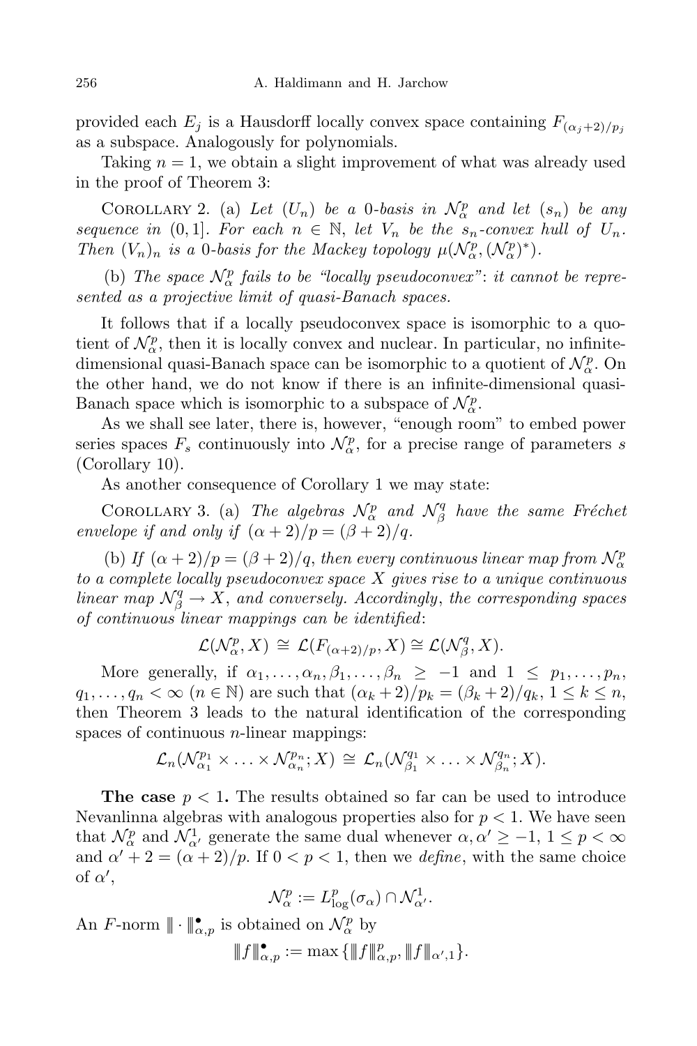provided each $E_j$ is a Hausdorff locally convex space containing $F_{(\alpha_j+2)/p_j}$ as a subspace. Analogously for polynomials.

Taking $n = 1$, we obtain a slight improvement of what was already used in the proof of Theorem 3:

Corollary 2. (a) *Let $(U_n)$ be a 0-basis in $\mathcal{N}_\alpha^p$ and let $(s_n)$ be any sequence in $(0, 1]$. For each $n \in \mathbb{N}$, let $V_n$ be the $s_n$-convex hull of $U_n$. Then $(V_n)_n$ is a 0-basis for the Mackey topology $\mu(\mathcal{N}_\alpha^p, (\mathcal{N}_\alpha^p)^*)$.*

(b) *The space $\mathcal{N}_\alpha^p$ fails to be "locally pseudoconvex": it cannot be represented as a projective limit of quasi-Banach spaces.*

It follows that if a locally pseudoconvex space is isomorphic to a quotient of $\mathcal{N}_\alpha^p$, then it is locally convex and nuclear. In particular, no infinite-dimensional quasi-Banach space can be isomorphic to a quotient of $\mathcal{N}_\alpha^p$. On the other hand, we do not know if there is an infinite-dimensional quasi-Banach space which is isomorphic to a subspace of $\mathcal{N}_\alpha^p$.

As we shall see later, there is, however, "enough room" to embed power series spaces $F_s$ continuously into $\mathcal{N}_\alpha^p$, for a precise range of parameters $s$ (Corollary 10).

As another consequence of Corollary 1 we may state:

Corollary 3. (a) *The algebras $\mathcal{N}_\alpha^p$ and $\mathcal{N}_\beta^q$ have the same Fréchet envelope if and only if $(\alpha + 2)/p = (\beta + 2)/q$.*

(b) *If $(\alpha+2)/p = (\beta+2)/q$, then every continuous linear map from $\mathcal{N}_\alpha^p$ to a complete locally pseudoconvex space $X$ gives rise to a unique continuous linear map $\mathcal{N}_\beta^q \to X$, and conversely. Accordingly, the corresponding spaces of continuous linear mappings can be identified*:

$$\mathcal{L}(\mathcal{N}_\alpha^p, X) \cong \mathcal{L}(F_{(\alpha+2)/p}, X) \cong \mathcal{L}(\mathcal{N}_\beta^q, X).$$

More generally, if $\alpha_1, \ldots, \alpha_n, \beta_1, \ldots, \beta_n \geq -1$ and $1 \leq p_1, \ldots, p_n, q_1, \ldots, q_n < \infty$ ($n \in \mathbb{N}$) are such that $(\alpha_k + 2)/p_k = (\beta_k + 2)/q_k$, $1 \leq k \leq n$, then Theorem 3 leads to the natural identification of the corresponding spaces of continuous $n$-linear mappings:

$$\mathcal{L}_n(\mathcal{N}_{\alpha_1}^{p_1} \times \ldots \times \mathcal{N}_{\alpha_n}^{p_n}; X) \cong \mathcal{L}_n(\mathcal{N}_{\beta_1}^{q_1} \times \ldots \times \mathcal{N}_{\beta_n}^{q_n}; X).$$

**The case $p < 1$.** The results obtained so far can be used to introduce Nevanlinna algebras with analogous properties also for $p < 1$. We have seen that $\mathcal{N}_\alpha^p$ and $\mathcal{N}_{\alpha'}^1$ generate the same dual whenever $\alpha, \alpha' \geq -1$, $1 \leq p < \infty$ and $\alpha' + 2 = (\alpha + 2)/p$. If $0 < p < 1$, then we *define*, with the same choice of $\alpha'$,

$$\mathcal{N}_\alpha^p := L_{\log}^p(\sigma_\alpha) \cap \mathcal{N}_{\alpha'}^1.$$

An $F$-norm $\|\cdot\|_{\alpha,p}^\bullet$ is obtained on $\mathcal{N}_\alpha^p$ by

$$\|f\|_{\alpha,p}^\bullet := \max\{\|f\|_{\alpha,p}^p, \|f\|_{\alpha',1}\}.$$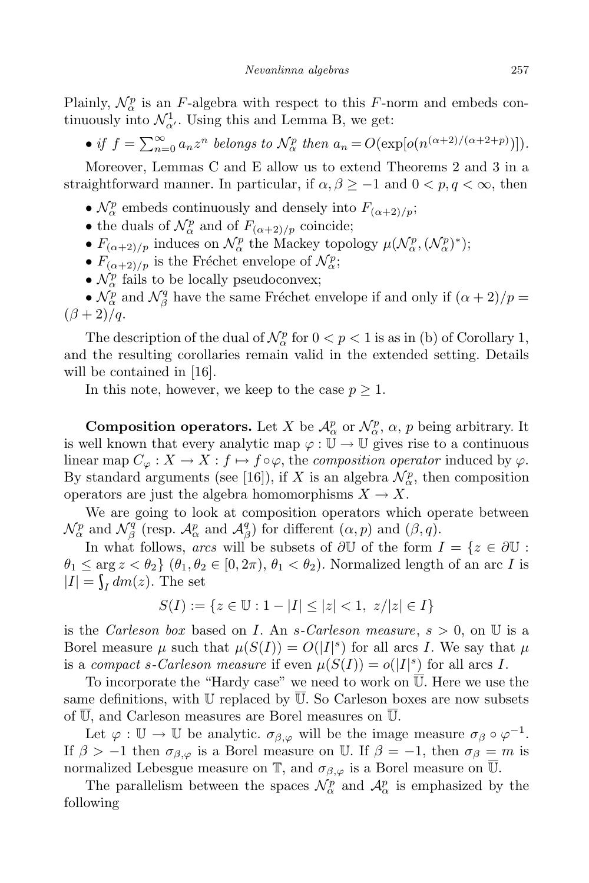Plainly, $\mathcal{N}_\alpha^p$ is an $F$-algebra with respect to this $F$-norm and embeds continuously into $\mathcal{N}_{\alpha'}^1$. Using this and Lemma B, we get:

- *if* $f = \sum_{n=0}^\infty a_n z^n$ *belongs to* $\mathcal{N}_\alpha^p$ *then* $a_n = O(\exp[o(n^{(\alpha+2)/(\alpha+2+p)})])$.

Moreover, Lemmas C and E allow us to extend Theorems 2 and 3 in a straightforward manner. In particular, if $\alpha, \beta \geq -1$ and $0 < p, q < \infty$, then

- $\mathcal{N}_\alpha^p$ embeds continuously and densely into $F_{(\alpha+2)/p}$;
- the duals of $\mathcal{N}_\alpha^p$ and of $F_{(\alpha+2)/p}$ coincide;
- $F_{(\alpha+2)/p}$ induces on $\mathcal{N}_\alpha^p$ the Mackey topology $\mu(\mathcal{N}_\alpha^p, (\mathcal{N}_\alpha^p)^*)$;
- $F_{(\alpha+2)/p}$ is the Fréchet envelope of $\mathcal{N}_\alpha^p$;
- $\mathcal{N}_\alpha^p$ fails to be locally pseudoconvex;
- $\mathcal{N}_\alpha^p$ and $\mathcal{N}_\beta^q$ have the same Fréchet envelope if and only if $(\alpha+2)/p = (\beta+2)/q$.

The description of the dual of $\mathcal{N}_\alpha^p$ for $0 < p < 1$ is as in (b) of Corollary 1, and the resulting corollaries remain valid in the extended setting. Details will be contained in [16].

In this note, however, we keep to the case $p \geq 1$.

**Composition operators.** Let $X$ be $\mathcal{A}_\alpha^p$ or $\mathcal{N}_\alpha^p$, $\alpha$, $p$ being arbitrary. It is well known that every analytic map $\varphi : \mathbb{U} \to \mathbb{U}$ gives rise to a continuous linear map $C_\varphi : X \to X : f \mapsto f \circ \varphi$, the *composition operator* induced by $\varphi$. By standard arguments (see [16]), if $X$ is an algebra $\mathcal{N}_\alpha^p$, then composition operators are just the algebra homomorphisms $X \to X$.

We are going to look at composition operators which operate between $\mathcal{N}_\alpha^p$ and $\mathcal{N}_\beta^q$ (resp. $\mathcal{A}_\alpha^p$ and $\mathcal{A}_\beta^q$) for different $(\alpha, p)$ and $(\beta, q)$.

In what follows, *arcs* will be subsets of $\partial\mathbb{U}$ of the form $I = \{z \in \partial\mathbb{U} : \theta_1 \leq \arg z < \theta_2\}$ ($\theta_1, \theta_2 \in [0, 2\pi)$, $\theta_1 < \theta_2$). Normalized length of an arc $I$ is $|I| = \int_I dm(z)$. The set

$$S(I) := \{z \in \mathbb{U} : 1 - |I| \leq |z| < 1,\ z/|z| \in I\}$$

is the *Carleson box* based on $I$. An *s-Carleson measure*, $s > 0$, on $\mathbb{U}$ is a Borel measure $\mu$ such that $\mu(S(I)) = O(|I|^s)$ for all arcs $I$. We say that $\mu$ is a *compact s-Carleson measure* if even $\mu(S(I)) = o(|I|^s)$ for all arcs $I$.

To incorporate the "Hardy case" we need to work on $\overline{\mathbb{U}}$. Here we use the same definitions, with $\mathbb{U}$ replaced by $\overline{\mathbb{U}}$. So Carleson boxes are now subsets of $\overline{\mathbb{U}}$, and Carleson measures are Borel measures on $\overline{\mathbb{U}}$.

Let $\varphi : \mathbb{U} \to \mathbb{U}$ be analytic. $\sigma_{\beta,\varphi}$ will be the image measure $\sigma_\beta \circ \varphi^{-1}$. If $\beta > -1$ then $\sigma_{\beta,\varphi}$ is a Borel measure on $\mathbb{U}$. If $\beta = -1$, then $\sigma_\beta = m$ is normalized Lebesgue measure on $\mathbb{T}$, and $\sigma_{\beta,\varphi}$ is a Borel measure on $\overline{\mathbb{U}}$.

The parallelism between the spaces $\mathcal{N}_\alpha^p$ and $\mathcal{A}_\alpha^p$ is emphasized by the following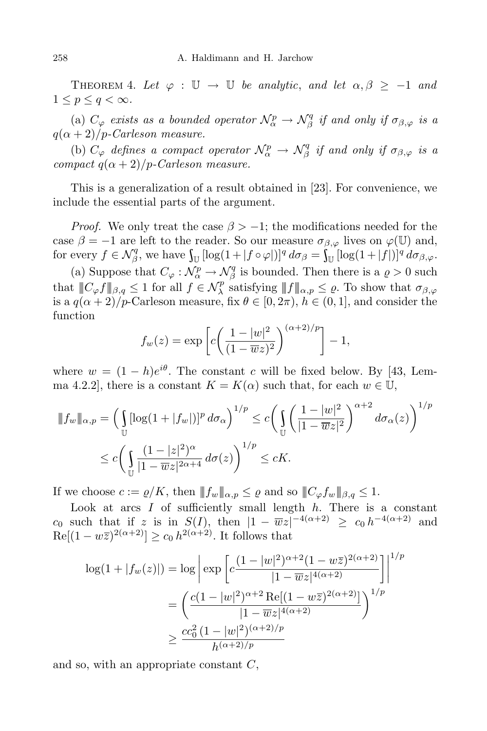THEOREM 4. *Let $\varphi : \mathbb{U} \to \mathbb{U}$ be analytic, and let $\alpha, \beta \geq -1$ and $1 \leq p \leq q < \infty$.*

(a) *$C_\varphi$ exists as a bounded operator $\mathcal{N}_\alpha^p \to \mathcal{N}_\beta^q$ if and only if $\sigma_{\beta,\varphi}$ is a $q(\alpha+2)/p$-Carleson measure.*

(b) *$C_\varphi$ defines a compact operator $\mathcal{N}_\alpha^p \to \mathcal{N}_\beta^q$ if and only if $\sigma_{\beta,\varphi}$ is a compact $q(\alpha+2)/p$-Carleson measure.*

This is a generalization of a result obtained in [23]. For convenience, we include the essential parts of the argument.

*Proof.* We only treat the case $\beta > -1$; the modifications needed for the case $\beta = -1$ are left to the reader. So our measure $\sigma_{\beta,\varphi}$ lives on $\varphi(\mathbb{U})$ and, for every $f \in \mathcal{N}_\beta^q$, we have $\int_{\mathbb{U}} [\log(1+|f\circ\varphi|)]^q \, d\sigma_\beta = \int_{\mathbb{U}} [\log(1+|f|)]^q \, d\sigma_{\beta,\varphi}$.

(a) Suppose that $C_\varphi : \mathcal{N}_\alpha^p \to \mathcal{N}_\beta^q$ is bounded. Then there is a $\varrho > 0$ such that $\|\!| C_\varphi f |\!\|_{\beta,q} \leq 1$ for all $f \in \mathcal{N}_\lambda^p$ satisfying $\|\!| f |\!\|_{\alpha,p} \leq \varrho$. To show that $\sigma_{\beta,\varphi}$ is a $q(\alpha+2)/p$-Carleson measure, fix $\theta \in [0, 2\pi)$, $h \in (0,1]$, and consider the function

$$f_w(z) = \exp\left[c\left(\frac{1-|w|^2}{(1-\overline{w}z)^2}\right)^{(\alpha+2)/p}\right] - 1,$$

where $w = (1-h)e^{i\theta}$. The constant $c$ will be fixed below. By [43, Lemma 4.2.2], there is a constant $K = K(\alpha)$ such that, for each $w \in \mathbb{U}$,

$$\begin{aligned}\|\!| f_w |\!\|_{\alpha,p} &= \Big(\int_{\mathbb{U}} [\log(1+|f_w|)]^p \, d\sigma_\alpha\Big)^{1/p} \leq c\bigg(\int_{\mathbb{U}} \bigg(\frac{1-|w|^2}{|1-\overline{w}z|^2}\bigg)^{\alpha+2} d\sigma_\alpha(z)\bigg)^{1/p} \\ &\leq c\bigg(\int_{\mathbb{U}} \frac{(1-|z|^2)^\alpha}{|1-\overline{w}z|^{2\alpha+4}} \, d\sigma(z)\bigg)^{1/p} \leq cK.\end{aligned}$$

If we choose $c := \varrho/K$, then $\|\!| f_w |\!\|_{\alpha,p} \leq \varrho$ and so $\|\!| C_\varphi f_w |\!\|_{\beta,q} \leq 1$.

Look at arcs $I$ of sufficiently small length $h$. There is a constant $c_0$ such that if $z$ is in $S(I)$, then $|1-\overline{w}z|^{-4(\alpha+2)} \geq c_0 \, h^{-4(\alpha+2)}$ and $\mathrm{Re}[(1-w\overline{z})^{2(\alpha+2)}] \geq c_0 \, h^{2(\alpha+2)}$. It follows that

$$\begin{aligned}\log(1+|f_w(z)|) &= \log\left|\exp\left[c\frac{(1-|w|^2)^{\alpha+2}(1-w\overline{z})^{2(\alpha+2)}}{|1-\overline{w}z|^{4(\alpha+2)}}\right]\right|^{1/p} \\ &= \bigg(\frac{c(1-|w|^2)^{\alpha+2}\,\mathrm{Re}[(1-w\overline{z})^{2(\alpha+2)}]}{|1-\overline{w}z|^{4(\alpha+2)}}\bigg)^{1/p} \\ &\geq \frac{cc_0^2\,(1-|w|^2)^{(\alpha+2)/p}}{h^{(\alpha+2)/p}}\end{aligned}$$

and so, with an appropriate constant $C$,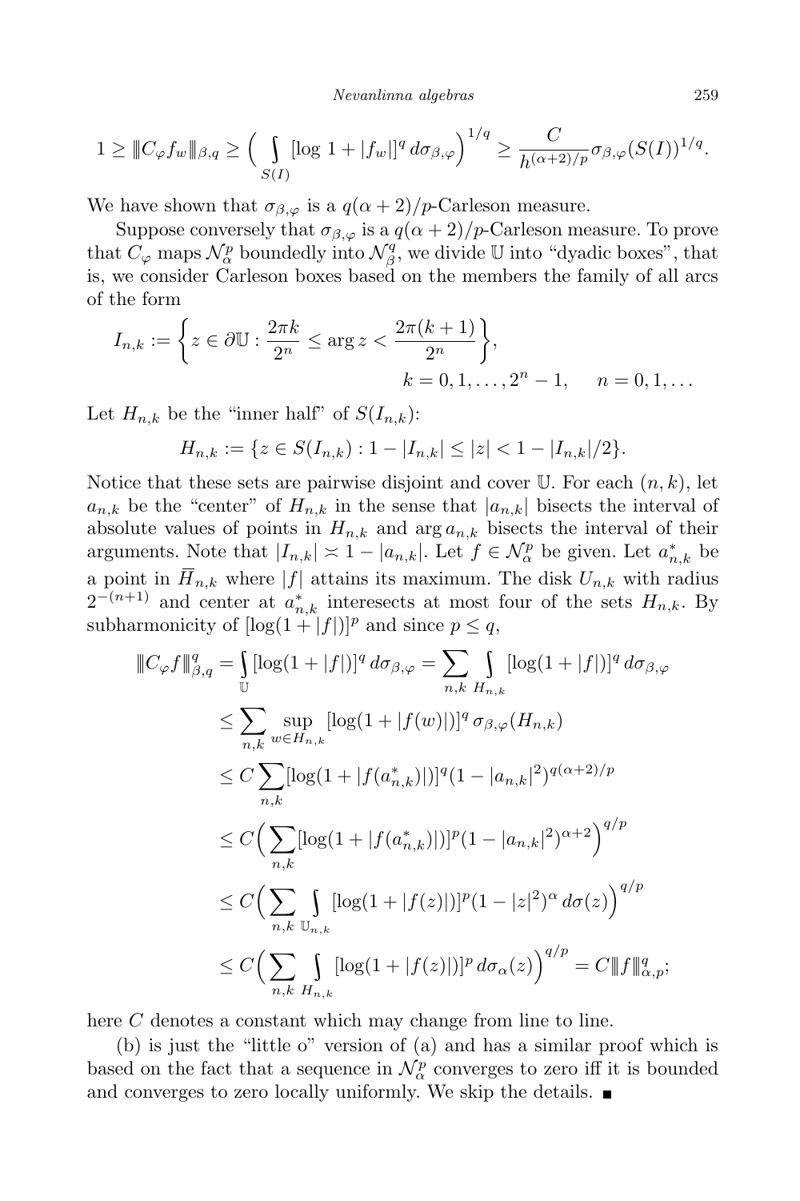$$1 \geq \|C_\varphi f_w\|_{\beta,q} \geq \Big( \int\limits_{S(I)} [\log 1 + |f_w|]^q \, d\sigma_{\beta,\varphi} \Big)^{1/q} \geq \frac{C}{h^{(\alpha+2)/p}} \sigma_{\beta,\varphi}(S(I))^{1/q}.$$

We have shown that $\sigma_{\beta,\varphi}$ is a $q(\alpha+2)/p$-Carleson measure.

Suppose conversely that $\sigma_{\beta,\varphi}$ is a $q(\alpha+2)/p$-Carleson measure. To prove that $C_\varphi$ maps $\mathcal{N}^p_\alpha$ boundedly into $\mathcal{N}^q_\beta$, we divide $\mathbb{U}$ into "dyadic boxes", that is, we consider Carleson boxes based on the members the family of all arcs of the form

$$I_{n,k} := \Big\{ z \in \partial\mathbb{U} : \frac{2\pi k}{2^n} \leq \arg z < \frac{2\pi(k+1)}{2^n} \Big\}, \qquad k = 0, 1, \ldots, 2^n - 1, \quad n = 0, 1, \ldots$$

Let $H_{n,k}$ be the "inner half" of $S(I_{n,k})$:

$$H_{n,k} := \{ z \in S(I_{n,k}) : 1 - |I_{n,k}| \leq |z| < 1 - |I_{n,k}|/2 \}.$$

Notice that these sets are pairwise disjoint and cover $\mathbb{U}$. For each $(n,k)$, let $a_{n,k}$ be the "center" of $H_{n,k}$ in the sense that $|a_{n,k}|$ bisects the interval of absolute values of points in $H_{n,k}$ and $\arg a_{n,k}$ bisects the interval of their arguments. Note that $|I_{n,k}| \asymp 1 - |a_{n,k}|$. Let $f \in \mathcal{N}^p_\alpha$ be given. Let $a^*_{n,k}$ be a point in $\overline{H}_{n,k}$ where $|f|$ attains its maximum. The disk $U_{n,k}$ with radius $2^{-(n+1)}$ and center at $a^*_{n,k}$ interesects at most four of the sets $H_{n,k}$. By subharmonicity of $[\log(1+|f|)]^p$ and since $p \leq q$,

$$\begin{aligned}
\|C_\varphi f\|^q_{\beta,q} &= \int\limits_{\mathbb{U}} [\log(1+|f|)]^q \, d\sigma_{\beta,\varphi} = \sum_{n,k} \int\limits_{H_{n,k}} [\log(1+|f|)]^q \, d\sigma_{\beta,\varphi} \\
&\leq \sum_{n,k} \sup_{w \in H_{n,k}} [\log(1+|f(w)|)]^q \, \sigma_{\beta,\varphi}(H_{n,k}) \\
&\leq C \sum_{n,k} [\log(1+|f(a^*_{n,k})|)]^q (1-|a_{n,k}|^2)^{q(\alpha+2)/p} \\
&\leq C \Big( \sum_{n,k} [\log(1+|f(a^*_{n,k})|)]^p (1-|a_{n,k}|^2)^{\alpha+2} \Big)^{q/p} \\
&\leq C \Big( \sum_{n,k} \int\limits_{\mathbb{U}_{n,k}} [\log(1+|f(z)|)]^p (1-|z|^2)^\alpha \, d\sigma(z) \Big)^{q/p} \\
&\leq C \Big( \sum_{n,k} \int\limits_{H_{n,k}} [\log(1+|f(z)|)]^p \, d\sigma_\alpha(z) \Big)^{q/p} = C \|f\|^q_{\alpha,p};
\end{aligned}$$

here $C$ denotes a constant which may change from line to line.

(b) is just the "little o" version of (a) and has a similar proof which is based on the fact that a sequence in $\mathcal{N}^p_\alpha$ converges to zero iff it is bounded and converges to zero locally uniformly. We skip the details. ∎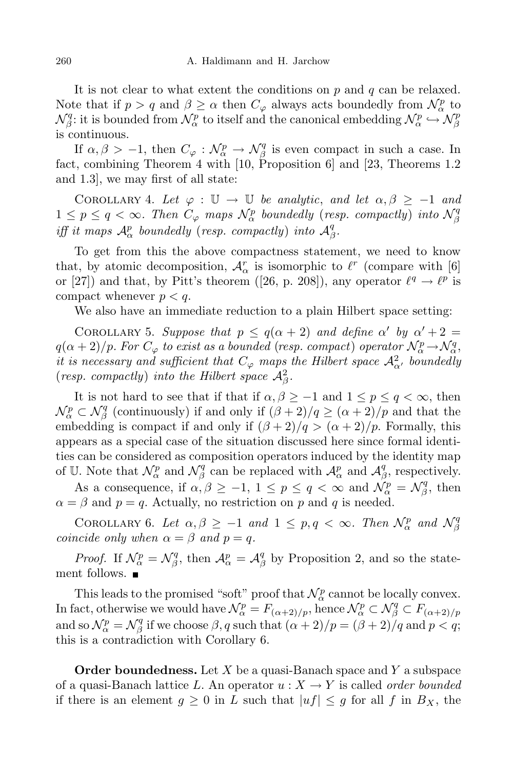It is not clear to what extent the conditions on $p$ and $q$ can be relaxed. Note that if $p > q$ and $\beta \geq \alpha$ then $C_\varphi$ always acts boundedly from $\mathcal{N}_\alpha^p$ to $\mathcal{N}_\beta^q$: it is bounded from $\mathcal{N}_\alpha^p$ to itself and the canonical embedding $\mathcal{N}_\alpha^p \hookrightarrow \mathcal{N}_\beta^p$ is continuous.

If $\alpha, \beta > -1$, then $C_\varphi : \mathcal{N}_\alpha^p \to \mathcal{N}_\beta^q$ is even compact in such a case. In fact, combining Theorem 4 with [10, Proposition 6] and [23, Theorems 1.2 and 1.3], we may first of all state:

Corollary 4. *Let $\varphi : \mathbb{U} \to \mathbb{U}$ be analytic, and let $\alpha, \beta \geq -1$ and $1 \leq p \leq q < \infty$. Then $C_\varphi$ maps $\mathcal{N}_\alpha^p$ boundedly (resp. compactly) into $\mathcal{N}_\beta^q$ iff it maps $\mathcal{A}_\alpha^p$ boundedly (resp. compactly) into $\mathcal{A}_\beta^q$.*

To get from this the above compactness statement, we need to know that, by atomic decomposition, $\mathcal{A}_\alpha^r$ is isomorphic to $\ell^r$ (compare with [6] or [27]) and that, by Pitt's theorem ([26, p. 208]), any operator $\ell^q \to \ell^p$ is compact whenever $p < q$.

We also have an immediate reduction to a plain Hilbert space setting:

Corollary 5. *Suppose that $p \leq q(\alpha + 2)$ and define $\alpha'$ by $\alpha' + 2 = q(\alpha + 2)/p$. For $C_\varphi$ to exist as a bounded (resp. compact) operator $\mathcal{N}_\alpha^p \to \mathcal{N}_\alpha^q$, it is necessary and sufficient that $C_\varphi$ maps the Hilbert space $\mathcal{A}_{\alpha'}^2$ boundedly (resp. compactly) into the Hilbert space $\mathcal{A}_\beta^2$.*

It is not hard to see that if that if $\alpha, \beta \geq -1$ and $1 \leq p \leq q < \infty$, then $\mathcal{N}_\alpha^p \subset \mathcal{N}_\beta^q$ (continuously) if and only if $(\beta + 2)/q \geq (\alpha + 2)/p$ and that the embedding is compact if and only if $(\beta + 2)/q > (\alpha + 2)/p$. Formally, this appears as a special case of the situation discussed here since formal identities can be considered as composition operators induced by the identity map of $\mathbb{U}$. Note that $\mathcal{N}_\alpha^p$ and $\mathcal{N}_\beta^q$ can be replaced with $\mathcal{A}_\alpha^p$ and $\mathcal{A}_\beta^q$, respectively.

As a consequence, if $\alpha, \beta \geq -1$, $1 \leq p \leq q < \infty$ and $\mathcal{N}_\alpha^p = \mathcal{N}_\beta^q$, then $\alpha = \beta$ and $p = q$. Actually, no restriction on $p$ and $q$ is needed.

Corollary 6. *Let $\alpha, \beta \geq -1$ and $1 \leq p, q < \infty$. Then $\mathcal{N}_\alpha^p$ and $\mathcal{N}_\beta^q$ coincide only when $\alpha = \beta$ and $p = q$.*

*Proof.* If $\mathcal{N}_\alpha^p = \mathcal{N}_\beta^q$, then $\mathcal{A}_\alpha^p = \mathcal{A}_\beta^q$ by Proposition 2, and so the statement follows. ∎

This leads to the promised "soft" proof that $\mathcal{N}_\alpha^p$ cannot be locally convex. In fact, otherwise we would have $\mathcal{N}_\alpha^p = F_{(\alpha+2)/p}$, hence $\mathcal{N}_\alpha^p \subset \mathcal{N}_\beta^q \subset F_{(\alpha+2)/p}$ and so $\mathcal{N}_\alpha^p = \mathcal{N}_\beta^q$ if we choose $\beta, q$ such that $(\alpha + 2)/p = (\beta + 2)/q$ and $p < q$; this is a contradiction with Corollary 6.

**Order boundedness.** Let $X$ be a quasi-Banach space and $Y$ a subspace of a quasi-Banach lattice $L$. An operator $u : X \to Y$ is called *order bounded* if there is an element $g \geq 0$ in $L$ such that $|uf| \leq g$ for all $f$ in $B_X$, the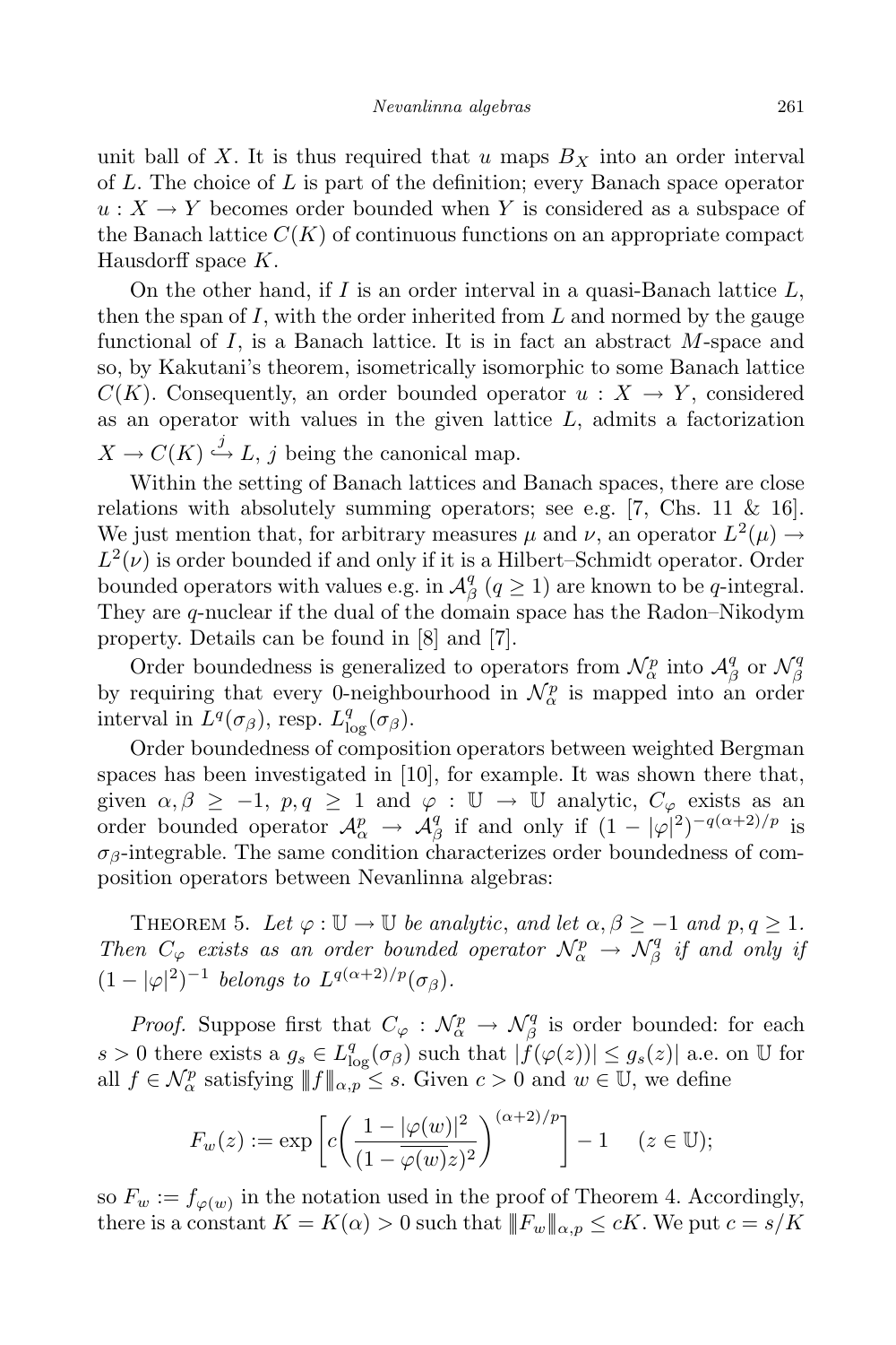unit ball of $X$. It is thus required that $u$ maps $B_X$ into an order interval of $L$. The choice of $L$ is part of the definition; every Banach space operator $u : X \to Y$ becomes order bounded when $Y$ is considered as a subspace of the Banach lattice $C(K)$ of continuous functions on an appropriate compact Hausdorff space $K$.

On the other hand, if $I$ is an order interval in a quasi-Banach lattice $L$, then the span of $I$, with the order inherited from $L$ and normed by the gauge functional of $I$, is a Banach lattice. It is in fact an abstract $M$-space and so, by Kakutani's theorem, isometrically isomorphic to some Banach lattice $C(K)$. Consequently, an order bounded operator $u : X \to Y$, considered as an operator with values in the given lattice $L$, admits a factorization $X \to C(K) \overset{j}{\hookrightarrow} L$, $j$ being the canonical map.

Within the setting of Banach lattices and Banach spaces, there are close relations with absolutely summing operators; see e.g. [7, Chs. 11 & 16]. We just mention that, for arbitrary measures $\mu$ and $\nu$, an operator $L^2(\mu) \to L^2(\nu)$ is order bounded if and only if it is a Hilbert–Schmidt operator. Order bounded operators with values e.g. in $\mathcal{A}^q_\beta$ ($q \geq 1$) are known to be $q$-integral. They are $q$-nuclear if the dual of the domain space has the Radon–Nikodym property. Details can be found in [8] and [7].

Order boundedness is generalized to operators from $\mathcal{N}^p_\alpha$ into $\mathcal{A}^q_\beta$ or $\mathcal{N}^q_\beta$ by requiring that every 0-neighbourhood in $\mathcal{N}^p_\alpha$ is mapped into an order interval in $L^q(\sigma_\beta)$, resp. $L^q_{\log}(\sigma_\beta)$.

Order boundedness of composition operators between weighted Bergman spaces has been investigated in [10], for example. It was shown there that, given $\alpha, \beta \geq -1$, $p, q \geq 1$ and $\varphi : \mathbb{U} \to \mathbb{U}$ analytic, $C_\varphi$ exists as an order bounded operator $\mathcal{A}^p_\alpha \to \mathcal{A}^q_\beta$ if and only if $(1 - |\varphi|^2)^{-q(\alpha+2)/p}$ is $\sigma_\beta$-integrable. The same condition characterizes order boundedness of composition operators between Nevanlinna algebras:

Theorem 5. *Let $\varphi : \mathbb{U} \to \mathbb{U}$ be analytic, and let $\alpha, \beta \geq -1$ and $p, q \geq 1$. Then $C_\varphi$ exists as an order bounded operator $\mathcal{N}^p_\alpha \to \mathcal{N}^q_\beta$ if and only if $(1 - |\varphi|^2)^{-1}$ belongs to $L^{q(\alpha+2)/p}(\sigma_\beta)$.*

*Proof.* Suppose first that $C_\varphi : \mathcal{N}^p_\alpha \to \mathcal{N}^q_\beta$ is order bounded: for each $s > 0$ there exists a $g_s \in L^q_{\log}(\sigma_\beta)$ such that $|f(\varphi(z))| \leq g_s(z)|$ a.e. on $\mathbb{U}$ for all $f \in \mathcal{N}^p_\alpha$ satisfying $\|\|f\|\|_{\alpha,p} \leq s$. Given $c > 0$ and $w \in \mathbb{U}$, we define

$$F_w(z) := \exp\left[c\left(\frac{1 - |\varphi(w)|^2}{(1 - \overline{\varphi(w)}z)^2}\right)^{(\alpha+2)/p}\right] - 1 \quad (z \in \mathbb{U});$$

so $F_w := f_{\varphi(w)}$ in the notation used in the proof of Theorem 4. Accordingly, there is a constant $K = K(\alpha) > 0$ such that $\|\|F_w\|\|_{\alpha,p} \leq cK$. We put $c = s/K$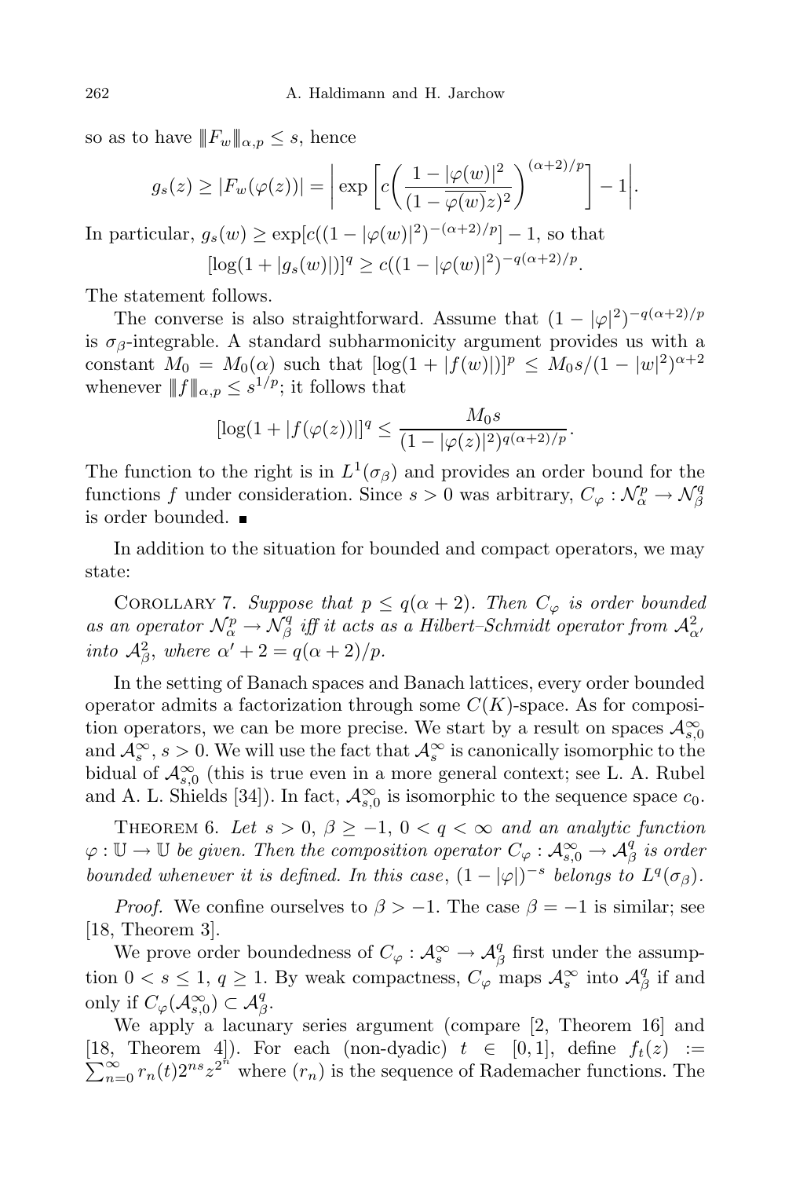so as to have $\|F_w\|_{\alpha,p} \le s$, hence

$$g_s(z) \ge |F_w(\varphi(z))| = \left| \exp\left[ c\left( \frac{1-|\varphi(w)|^2}{(1-\overline{\varphi(w)}z)^2} \right)^{(\alpha+2)/p} \right] - 1 \right|.$$

In particular, $g_s(w) \ge \exp[c((1-|\varphi(w)|^2)^{-(\alpha+2)/p}] - 1$, so that

$$[\log(1+|g_s(w)|)]^q \ge c((1-|\varphi(w)|^2)^{-q(\alpha+2)/p}.$$

The statement follows.

The converse is also straightforward. Assume that $(1-|\varphi|^2)^{-q(\alpha+2)/p}$ is $\sigma_\beta$-integrable. A standard subharmonicity argument provides us with a constant $M_0 = M_0(\alpha)$ such that $[\log(1+|f(w)|)]^p \le M_0 s/(1-|w|^2)^{\alpha+2}$ whenever $\|f\|_{\alpha,p} \le s^{1/p}$; it follows that

$$[\log(1+|f(\varphi(z))|]^q \le \frac{M_0 s}{(1-|\varphi(z)|^2)^{q(\alpha+2)/p}}.$$

The function to the right is in $L^1(\sigma_\beta)$ and provides an order bound for the functions $f$ under consideration. Since $s>0$ was arbitrary, $C_\varphi : \mathcal{N}^p_\alpha \to \mathcal{N}^q_\beta$ is order bounded. ■

In addition to the situation for bounded and compact operators, we may state:

Corollary 7. *Suppose that $p \le q(\alpha+2)$. Then $C_\varphi$ is order bounded as an operator $\mathcal{N}^p_\alpha \to \mathcal{N}^q_\beta$ iff it acts as a Hilbert–Schmidt operator from $\mathcal{A}^2_{\alpha'}$ into $\mathcal{A}^2_\beta$, where $\alpha' + 2 = q(\alpha+2)/p$.*

In the setting of Banach spaces and Banach lattices, every order bounded operator admits a factorization through some $C(K)$-space. As for composition operators, we can be more precise. We start by a result on spaces $\mathcal{A}^\infty_{s,0}$ and $\mathcal{A}^\infty_s$, $s>0$. We will use the fact that $\mathcal{A}^\infty_s$ is canonically isomorphic to the bidual of $\mathcal{A}^\infty_{s,0}$ (this is true even in a more general context; see L. A. Rubel and A. L. Shields [34]). In fact, $\mathcal{A}^\infty_{s,0}$ is isomorphic to the sequence space $c_0$.

Theorem 6. *Let $s>0$, $\beta \ge -1$, $0<q<\infty$ and an analytic function $\varphi : \mathbb{U} \to \mathbb{U}$ be given. Then the composition operator $C_\varphi : \mathcal{A}^\infty_{s,0} \to \mathcal{A}^q_\beta$ is order bounded whenever it is defined. In this case, $(1-|\varphi|)^{-s}$ belongs to $L^q(\sigma_\beta)$.*

*Proof.* We confine ourselves to $\beta > -1$. The case $\beta = -1$ is similar; see [18, Theorem 3].

We prove order boundedness of $C_\varphi : \mathcal{A}^\infty_s \to \mathcal{A}^q_\beta$ first under the assumption $0 < s \le 1$, $q \ge 1$. By weak compactness, $C_\varphi$ maps $\mathcal{A}^\infty_s$ into $\mathcal{A}^q_\beta$ if and only if $C_\varphi(\mathcal{A}^\infty_{s,0}) \subset \mathcal{A}^q_\beta$.

We apply a lacunary series argument (compare [2, Theorem 16] and [18, Theorem 4]). For each (non-dyadic) $t \in [0,1]$, define $f_t(z) := \sum_{n=0}^\infty r_n(t) 2^{ns} z^{2^n}$ where $(r_n)$ is the sequence of Rademacher functions. The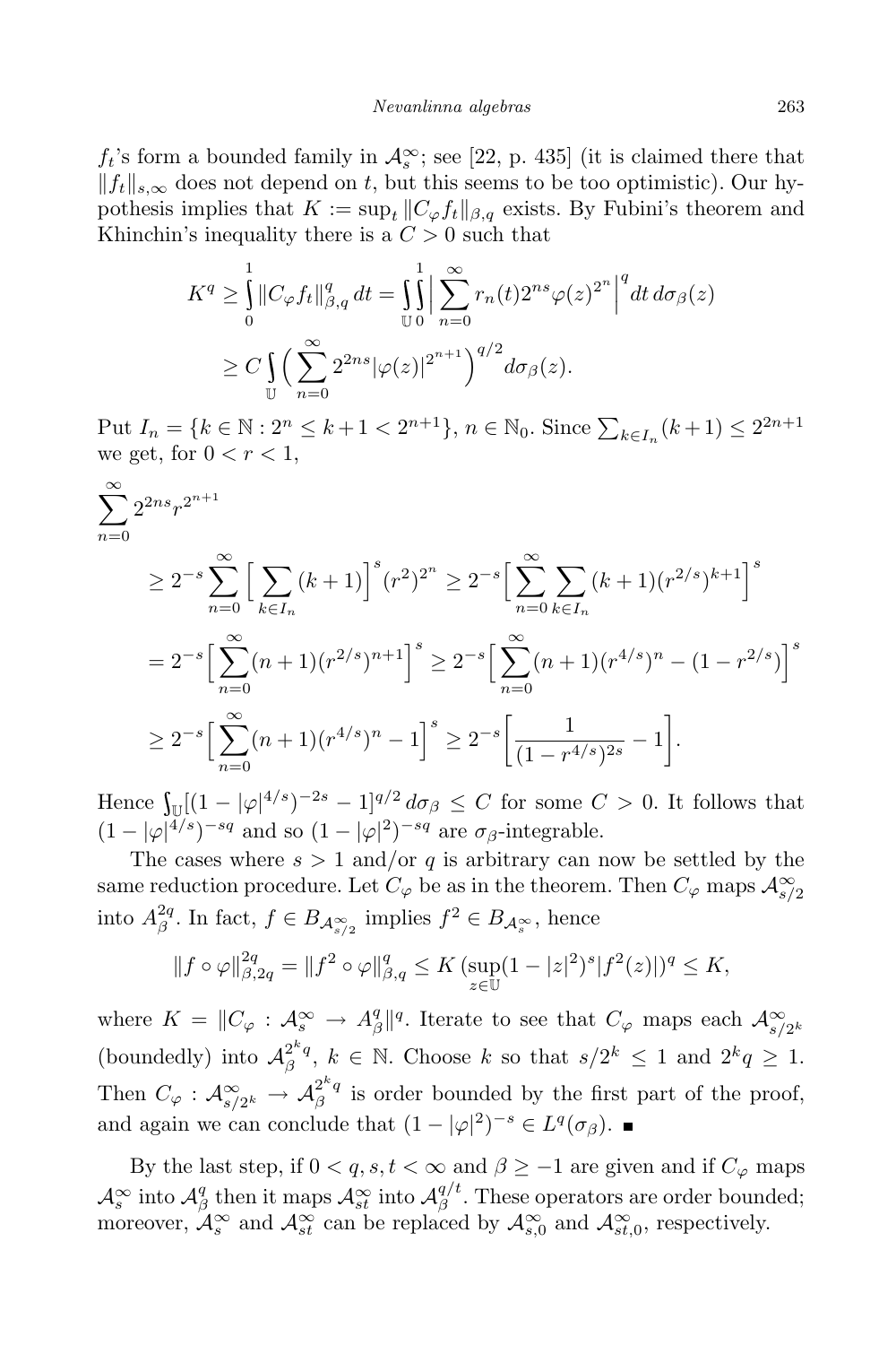$f_t$'s form a bounded family in $\mathcal{A}_s^\infty$; see [22, p. 435] (it is claimed there that $\|f_t\|_{s,\infty}$ does not depend on $t$, but this seems to be too optimistic). Our hypothesis implies that $K := \sup_t \|C_\varphi f_t\|_{\beta,q}$ exists. By Fubini's theorem and Khinchin's inequality there is a $C > 0$ such that

$$
\begin{aligned}
K^q &\geq \int_0^1 \|C_\varphi f_t\|_{\beta,q}^q \, dt = \int_{\mathbb{U}} \int_0^1 \Big| \sum_{n=0}^\infty r_n(t) 2^{ns} \varphi(z)^{2^n} \Big|^q dt \, d\sigma_\beta(z) \\
&\geq C \int_{\mathbb{U}} \Big( \sum_{n=0}^\infty 2^{2ns} |\varphi(z)|^{2^{n+1}} \Big)^{q/2} d\sigma_\beta(z).
\end{aligned}
$$

Put $I_n = \{k \in \mathbb{N} : 2^n \leq k+1 < 2^{n+1}\}$, $n \in \mathbb{N}_0$. Since $\sum_{k \in I_n} (k+1) \leq 2^{2n+1}$ we get, for $0 < r < 1$,

$$
\begin{aligned}
&\sum_{n=0}^\infty 2^{2ns} r^{2^{n+1}} \\
&\quad \geq 2^{-s} \sum_{n=0}^\infty \Big[ \sum_{k \in I_n} (k+1) \Big]^s (r^2)^{2^n} \geq 2^{-s} \Big[ \sum_{n=0}^\infty \sum_{k \in I_n} (k+1) (r^{2/s})^{k+1} \Big]^s \\
&\quad = 2^{-s} \Big[ \sum_{n=0}^\infty (n+1) (r^{2/s})^{n+1} \Big]^s \geq 2^{-s} \Big[ \sum_{n=0}^\infty (n+1) (r^{4/s})^n - (1 - r^{2/s}) \Big]^s \\
&\quad \geq 2^{-s} \Big[ \sum_{n=0}^\infty (n+1) (r^{4/s})^n - 1 \Big]^s \geq 2^{-s} \Big[ \frac{1}{(1 - r^{4/s})^{2s}} - 1 \Big].
\end{aligned}
$$

Hence $\int_{\mathbb{U}} [(1 - |\varphi|^{4/s})^{-2s} - 1]^{q/2} \, d\sigma_\beta \leq C$ for some $C > 0$. It follows that $(1 - |\varphi|^{4/s})^{-sq}$ and so $(1 - |\varphi|^2)^{-sq}$ are $\sigma_\beta$-integrable.

The cases where $s > 1$ and/or $q$ is arbitrary can now be settled by the same reduction procedure. Let $C_\varphi$ be as in the theorem. Then $C_\varphi$ maps $\mathcal{A}_{s/2}^\infty$ into $A_\beta^{2q}$. In fact, $f \in B_{\mathcal{A}_{s/2}^\infty}$ implies $f^2 \in B_{\mathcal{A}_s^\infty}$, hence

$$
\|f \circ \varphi\|_{\beta,2q}^{2q} = \|f^2 \circ \varphi\|_{\beta,q}^q \leq K \, (\sup_{z \in \mathbb{U}} (1 - |z|^2)^s |f^2(z)|)^q \leq K,
$$

where $K = \|C_\varphi : \mathcal{A}_s^\infty \to A_\beta^q\|^q$. Iterate to see that $C_\varphi$ maps each $\mathcal{A}_{s/2^k}^\infty$ (boundedly) into $\mathcal{A}_\beta^{2^k q}$, $k \in \mathbb{N}$. Choose $k$ so that $s/2^k \leq 1$ and $2^k q \geq 1$. Then $C_\varphi : \mathcal{A}_{s/2^k}^\infty \to \mathcal{A}_\beta^{2^k q}$ is order bounded by the first part of the proof, and again we can conclude that $(1 - |\varphi|^2)^{-s} \in L^q(\sigma_\beta)$. ■

By the last step, if $0 < q, s, t < \infty$ and $\beta \geq -1$ are given and if $C_\varphi$ maps $\mathcal{A}_s^\infty$ into $\mathcal{A}_\beta^q$ then it maps $\mathcal{A}_{st}^\infty$ into $\mathcal{A}_\beta^{q/t}$. These operators are order bounded; moreover, $\mathcal{A}_s^\infty$ and $\mathcal{A}_{st}^\infty$ can be replaced by $\mathcal{A}_{s,0}^\infty$ and $\mathcal{A}_{st,0}^\infty$, respectively.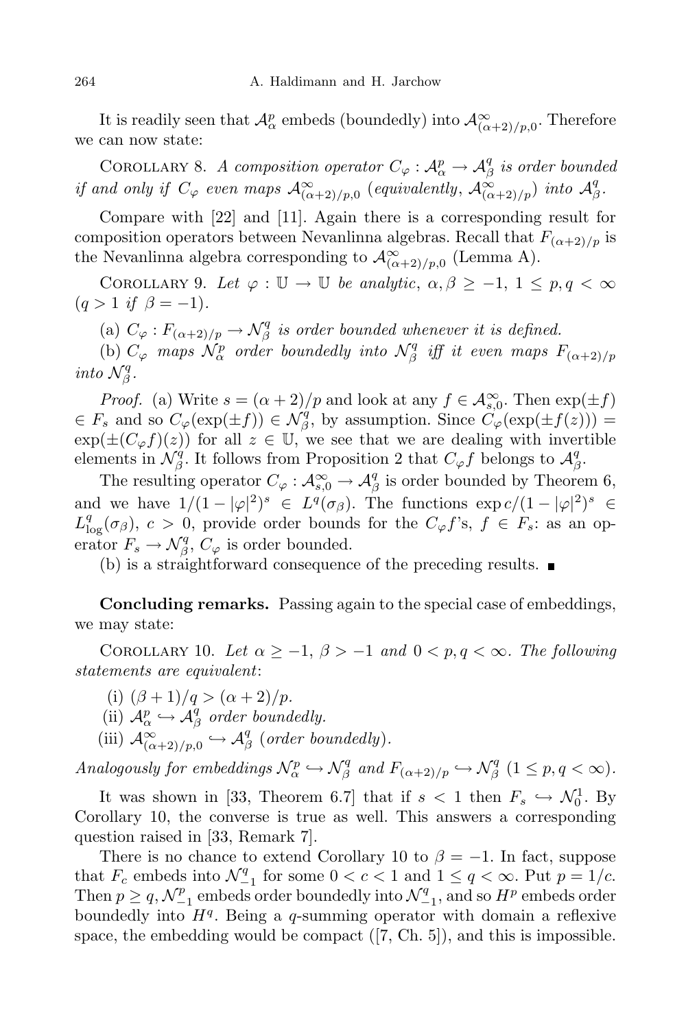It is readily seen that $\mathcal{A}^p_\alpha$ embeds (boundedly) into $\mathcal{A}^\infty_{(\alpha+2)/p,0}$. Therefore we can now state:

Corollary 8. *A composition operator $C_\varphi : \mathcal{A}^p_\alpha \to \mathcal{A}^q_\beta$ is order bounded if and only if $C_\varphi$ even maps $\mathcal{A}^\infty_{(\alpha+2)/p,0}$ (equivalently, $\mathcal{A}^\infty_{(\alpha+2)/p}$) into $\mathcal{A}^q_\beta$.*

Compare with [22] and [11]. Again there is a corresponding result for composition operators between Nevanlinna algebras. Recall that $F_{(\alpha+2)/p}$ is the Nevanlinna algebra corresponding to $\mathcal{A}^\infty_{(\alpha+2)/p,0}$ (Lemma A).

Corollary 9. *Let $\varphi : \mathbb{U} \to \mathbb{U}$ be analytic, $\alpha, \beta \geq -1$, $1 \leq p, q < \infty$ ($q > 1$ if $\beta = -1$).*

(a) *$C_\varphi : F_{(\alpha+2)/p} \to \mathcal{N}^q_\beta$ is order bounded whenever it is defined.*

(b) *$C_\varphi$ maps $\mathcal{N}^p_\alpha$ order boundedly into $\mathcal{N}^q_\beta$ iff it even maps $F_{(\alpha+2)/p}$ into $\mathcal{N}^q_\beta$.*

*Proof.* (a) Write $s = (\alpha+2)/p$ and look at any $f \in \mathcal{A}^\infty_{s,0}$. Then $\exp(\pm f) \in F_s$ and so $C_\varphi(\exp(\pm f)) \in \mathcal{N}^q_\beta$, by assumption. Since $C_\varphi(\exp(\pm f(z))) = \exp(\pm(C_\varphi f)(z))$ for all $z \in \mathbb{U}$, we see that we are dealing with invertible elements in $\mathcal{N}^q_\beta$. It follows from Proposition 2 that $C_\varphi f$ belongs to $\mathcal{A}^q_\beta$.

The resulting operator $C_\varphi : \mathcal{A}^\infty_{s,0} \to \mathcal{A}^q_\beta$ is order bounded by Theorem 6, and we have $1/(1-|\varphi|^2)^s \in L^q(\sigma_\beta)$. The functions $\exp c/(1-|\varphi|^2)^s \in L^q_{\log}(\sigma_\beta)$, $c > 0$, provide order bounds for the $C_\varphi f$'s, $f \in F_s$: as an operator $F_s \to \mathcal{N}^q_\beta$, $C_\varphi$ is order bounded.

(b) is a straightforward consequence of the preceding results. ∎

**Concluding remarks.** Passing again to the special case of embeddings, we may state:

Corollary 10. *Let $\alpha \geq -1$, $\beta > -1$ and $0 < p, q < \infty$. The following statements are equivalent*:

(i) $(\beta+1)/q > (\alpha+2)/p$.

(ii) $\mathcal{A}^p_\alpha \hookrightarrow \mathcal{A}^q_\beta$ *order boundedly.*

(iii) $\mathcal{A}^\infty_{(\alpha+2)/p,0} \hookrightarrow \mathcal{A}^q_\beta$ (*order boundedly*).

*Analogously for embeddings $\mathcal{N}^p_\alpha \hookrightarrow \mathcal{N}^q_\beta$ and $F_{(\alpha+2)/p} \hookrightarrow \mathcal{N}^q_\beta$ ($1 \leq p, q < \infty$).*

It was shown in [33, Theorem 6.7] that if $s < 1$ then $F_s \hookrightarrow \mathcal{N}^1_0$. By Corollary 10, the converse is true as well. This answers a corresponding question raised in [33, Remark 7].

There is no chance to extend Corollary 10 to $\beta = -1$. In fact, suppose that $F_c$ embeds into $\mathcal{N}^q_{-1}$ for some $0 < c < 1$ and $1 \leq q < \infty$. Put $p = 1/c$. Then $p \geq q$, $\mathcal{N}^p_{-1}$ embeds order boundedly into $\mathcal{N}^q_{-1}$, and so $H^p$ embeds order boundedly into $H^q$. Being a $q$-summing operator with domain a reflexive space, the embedding would be compact ([7, Ch. 5]), and this is impossible.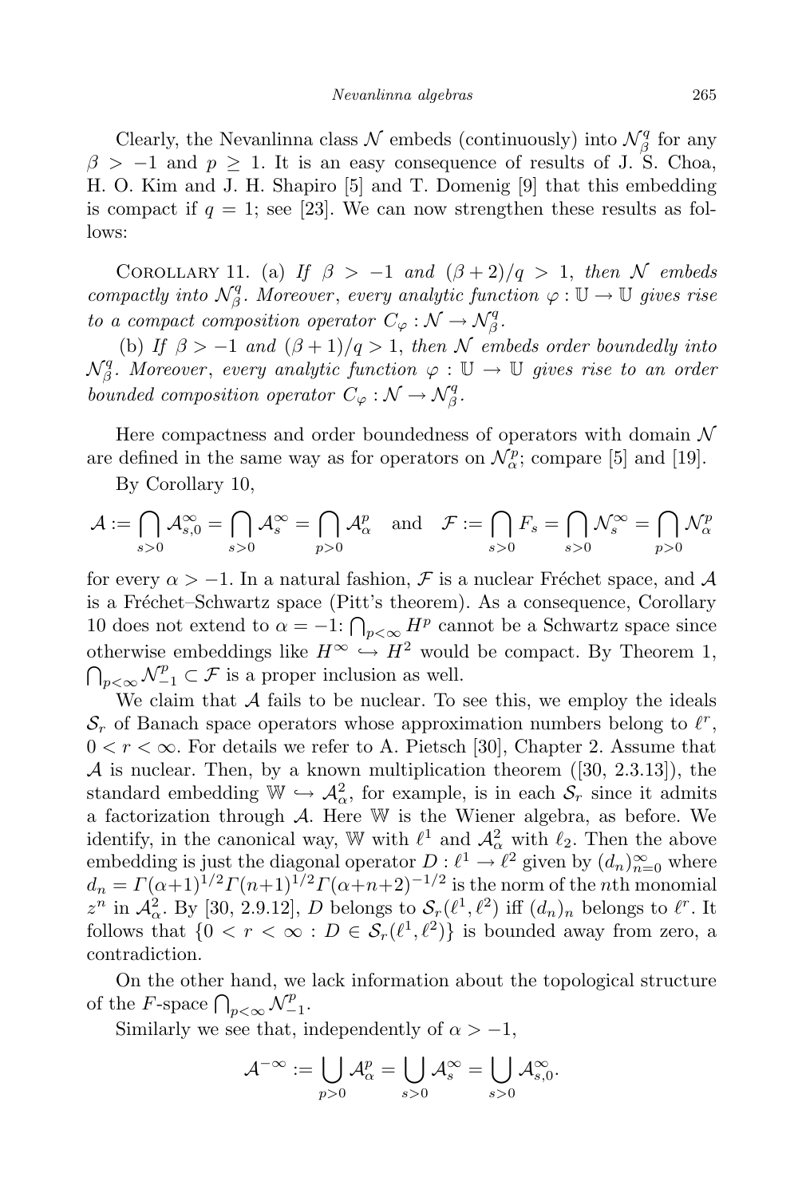Clearly, the Nevanlinna class $\mathcal{N}$ embeds (continuously) into $\mathcal{N}_\beta^q$ for any $\beta > -1$ and $p \geq 1$. It is an easy consequence of results of J. S. Choa, H. O. Kim and J. H. Shapiro [5] and T. Domenig [9] that this embedding is compact if $q = 1$; see [23]. We can now strengthen these results as follows:

Corollary 11. (a) *If $\beta > -1$ and $(\beta+2)/q > 1$, then $\mathcal{N}$ embeds compactly into $\mathcal{N}_\beta^q$. Moreover, every analytic function $\varphi : \mathbb{U} \to \mathbb{U}$ gives rise to a compact composition operator $C_\varphi : \mathcal{N} \to \mathcal{N}_\beta^q$.*

(b) *If $\beta > -1$ and $(\beta+1)/q > 1$, then $\mathcal{N}$ embeds order boundedly into $\mathcal{N}_\beta^q$. Moreover, every analytic function $\varphi : \mathbb{U} \to \mathbb{U}$ gives rise to an order bounded composition operator $C_\varphi : \mathcal{N} \to \mathcal{N}_\beta^q$.*

Here compactness and order boundedness of operators with domain $\mathcal{N}$ are defined in the same way as for operators on $\mathcal{N}_\alpha^p$; compare [5] and [19].

By Corollary 10,

$$\mathcal{A} := \bigcap_{s>0} \mathcal{A}_{s,0}^\infty = \bigcap_{s>0} \mathcal{A}_s^\infty = \bigcap_{p>0} \mathcal{A}_\alpha^p \quad \text{and} \quad \mathcal{F} := \bigcap_{s>0} F_s = \bigcap_{s>0} \mathcal{N}_s^\infty = \bigcap_{p>0} \mathcal{N}_\alpha^p$$

for every $\alpha > -1$. In a natural fashion, $\mathcal{F}$ is a nuclear Fréchet space, and $\mathcal{A}$ is a Fréchet–Schwartz space (Pitt's theorem). As a consequence, Corollary 10 does not extend to $\alpha = -1$: $\bigcap_{p<\infty} H^p$ cannot be a Schwartz space since otherwise embeddings like $H^\infty \hookrightarrow H^2$ would be compact. By Theorem 1, $\bigcap_{p<\infty} \mathcal{N}_{-1}^p \subset \mathcal{F}$ is a proper inclusion as well.

We claim that $\mathcal{A}$ fails to be nuclear. To see this, we employ the ideals $\mathcal{S}_r$ of Banach space operators whose approximation numbers belong to $\ell^r$, $0 < r < \infty$. For details we refer to A. Pietsch [30], Chapter 2. Assume that $\mathcal{A}$ is nuclear. Then, by a known multiplication theorem ([30, 2.3.13]), the standard embedding $\mathbb{W} \hookrightarrow \mathcal{A}_\alpha^2$, for example, is in each $\mathcal{S}_r$ since it admits a factorization through $\mathcal{A}$. Here $\mathbb{W}$ is the Wiener algebra, as before. We identify, in the canonical way, $\mathbb{W}$ with $\ell^1$ and $\mathcal{A}_\alpha^2$ with $\ell_2$. Then the above embedding is just the diagonal operator $D : \ell^1 \to \ell^2$ given by $(d_n)_{n=0}^\infty$ where $d_n = \Gamma(\alpha+1)^{1/2}\Gamma(n+1)^{1/2}\Gamma(\alpha+n+2)^{-1/2}$ is the norm of the $n$th monomial $z^n$ in $\mathcal{A}_\alpha^2$. By [30, 2.9.12], $D$ belongs to $\mathcal{S}_r(\ell^1, \ell^2)$ iff $(d_n)_n$ belongs to $\ell^r$. It follows that $\{0 < r < \infty : D \in \mathcal{S}_r(\ell^1, \ell^2)\}$ is bounded away from zero, a contradiction.

On the other hand, we lack information about the topological structure of the $F$-space $\bigcap_{p<\infty} \mathcal{N}_{-1}^p$.

Similarly we see that, independently of $\alpha > -1$,

$$\mathcal{A}^{-\infty} := \bigcup_{p>0} \mathcal{A}_\alpha^p = \bigcup_{s>0} \mathcal{A}_s^\infty = \bigcup_{s>0} \mathcal{A}_{s,0}^\infty.$$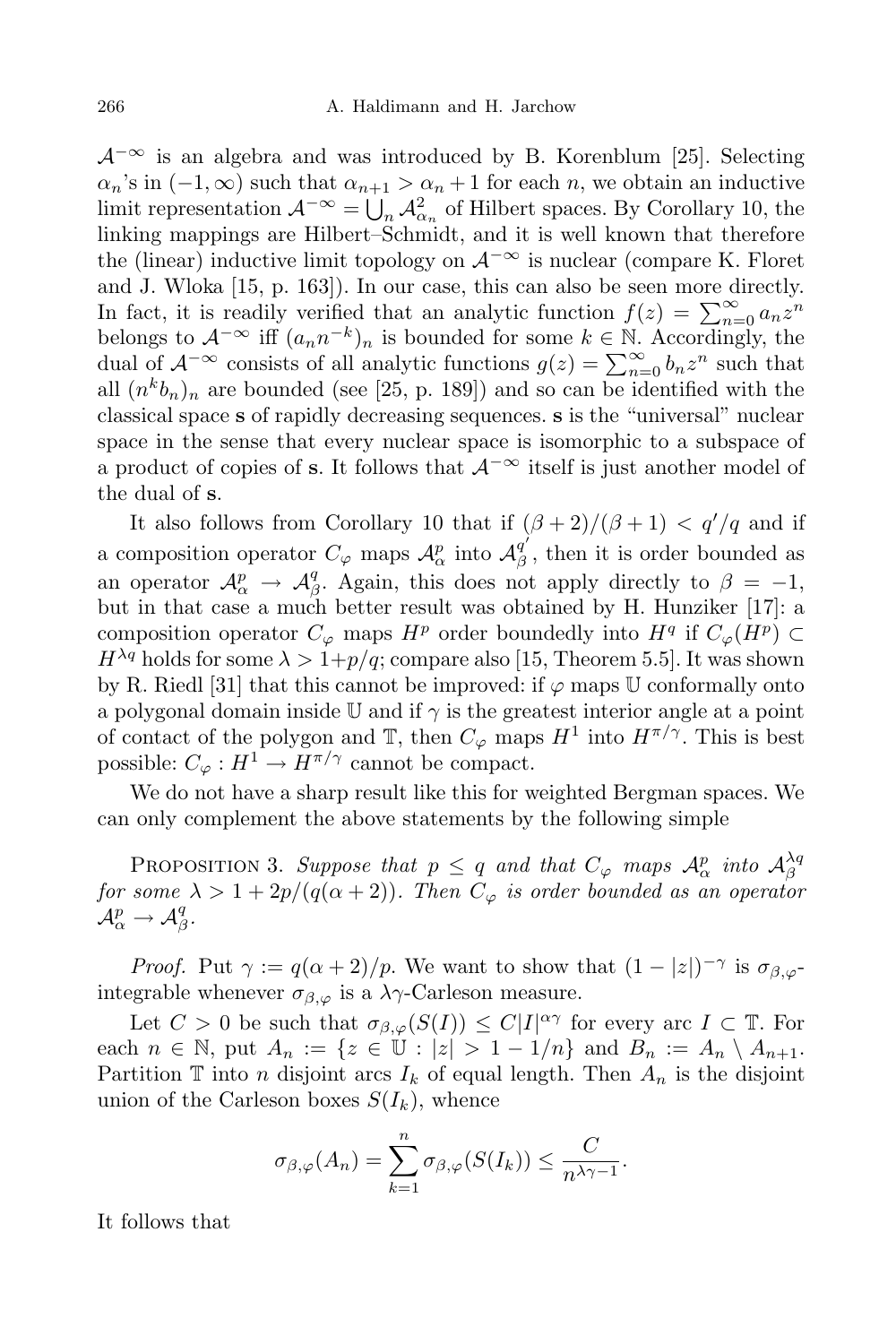$\mathcal{A}^{-\infty}$ is an algebra and was introduced by B. Korenblum [25]. Selecting $\alpha_n$'s in $(-1,\infty)$ such that $\alpha_{n+1} > \alpha_n + 1$ for each $n$, we obtain an inductive limit representation $\mathcal{A}^{-\infty} = \bigcup_n \mathcal{A}^2_{\alpha_n}$ of Hilbert spaces. By Corollary 10, the linking mappings are Hilbert–Schmidt, and it is well known that therefore the (linear) inductive limit topology on $\mathcal{A}^{-\infty}$ is nuclear (compare K. Floret and J. Wloka [15, p. 163]). In our case, this can also be seen more directly. In fact, it is readily verified that an analytic function $f(z) = \sum_{n=0}^{\infty} a_n z^n$ belongs to $\mathcal{A}^{-\infty}$ iff $(a_n n^{-k})_n$ is bounded for some $k \in \mathbb{N}$. Accordingly, the dual of $\mathcal{A}^{-\infty}$ consists of all analytic functions $g(z) = \sum_{n=0}^{\infty} b_n z^n$ such that all $(n^k b_n)_n$ are bounded (see [25, p. 189]) and so can be identified with the classical space $\mathbf{s}$ of rapidly decreasing sequences. $\mathbf{s}$ is the "universal" nuclear space in the sense that every nuclear space is isomorphic to a subspace of a product of copies of $\mathbf{s}$. It follows that $\mathcal{A}^{-\infty}$ itself is just another model of the dual of $\mathbf{s}$.

It also follows from Corollary 10 that if $(\beta+2)/(\beta+1) < q'/q$ and if a composition operator $C_\varphi$ maps $\mathcal{A}^p_\alpha$ into $\mathcal{A}^{q'}_\beta$, then it is order bounded as an operator $\mathcal{A}^p_\alpha \to \mathcal{A}^q_\beta$. Again, this does not apply directly to $\beta = -1$, but in that case a much better result was obtained by H. Hunziker [17]: a composition operator $C_\varphi$ maps $H^p$ order boundedly into $H^q$ if $C_\varphi(H^p) \subset H^{\lambda q}$ holds for some $\lambda > 1 + p/q$; compare also [15, Theorem 5.5]. It was shown by R. Riedl [31] that this cannot be improved: if $\varphi$ maps $\mathbb{U}$ conformally onto a polygonal domain inside $\mathbb{U}$ and if $\gamma$ is the greatest interior angle at a point of contact of the polygon and $\mathbb{T}$, then $C_\varphi$ maps $H^1$ into $H^{\pi/\gamma}$. This is best possible: $C_\varphi : H^1 \to H^{\pi/\gamma}$ cannot be compact.

We do not have a sharp result like this for weighted Bergman spaces. We can only complement the above statements by the following simple

Proposition 3. *Suppose that $p \le q$ and that $C_\varphi$ maps $\mathcal{A}^p_\alpha$ into $\mathcal{A}^{\lambda q}_\beta$ for some $\lambda > 1 + 2p/(q(\alpha+2))$. Then $C_\varphi$ is order bounded as an operator $\mathcal{A}^p_\alpha \to \mathcal{A}^q_\beta$.*

*Proof.* Put $\gamma := q(\alpha+2)/p$. We want to show that $(1-|z|)^{-\gamma}$ is $\sigma_{\beta,\varphi}$-integrable whenever $\sigma_{\beta,\varphi}$ is a $\lambda\gamma$-Carleson measure.

Let $C > 0$ be such that $\sigma_{\beta,\varphi}(S(I)) \le C|I|^{\alpha\gamma}$ for every arc $I \subset \mathbb{T}$. For each $n \in \mathbb{N}$, put $A_n := \{z \in \mathbb{U} : |z| > 1 - 1/n\}$ and $B_n := A_n \setminus A_{n+1}$. Partition $\mathbb{T}$ into $n$ disjoint arcs $I_k$ of equal length. Then $A_n$ is the disjoint union of the Carleson boxes $S(I_k)$, whence

$$\sigma_{\beta,\varphi}(A_n) = \sum_{k=1}^{n} \sigma_{\beta,\varphi}(S(I_k)) \le \frac{C}{n^{\lambda\gamma - 1}}.$$

It follows that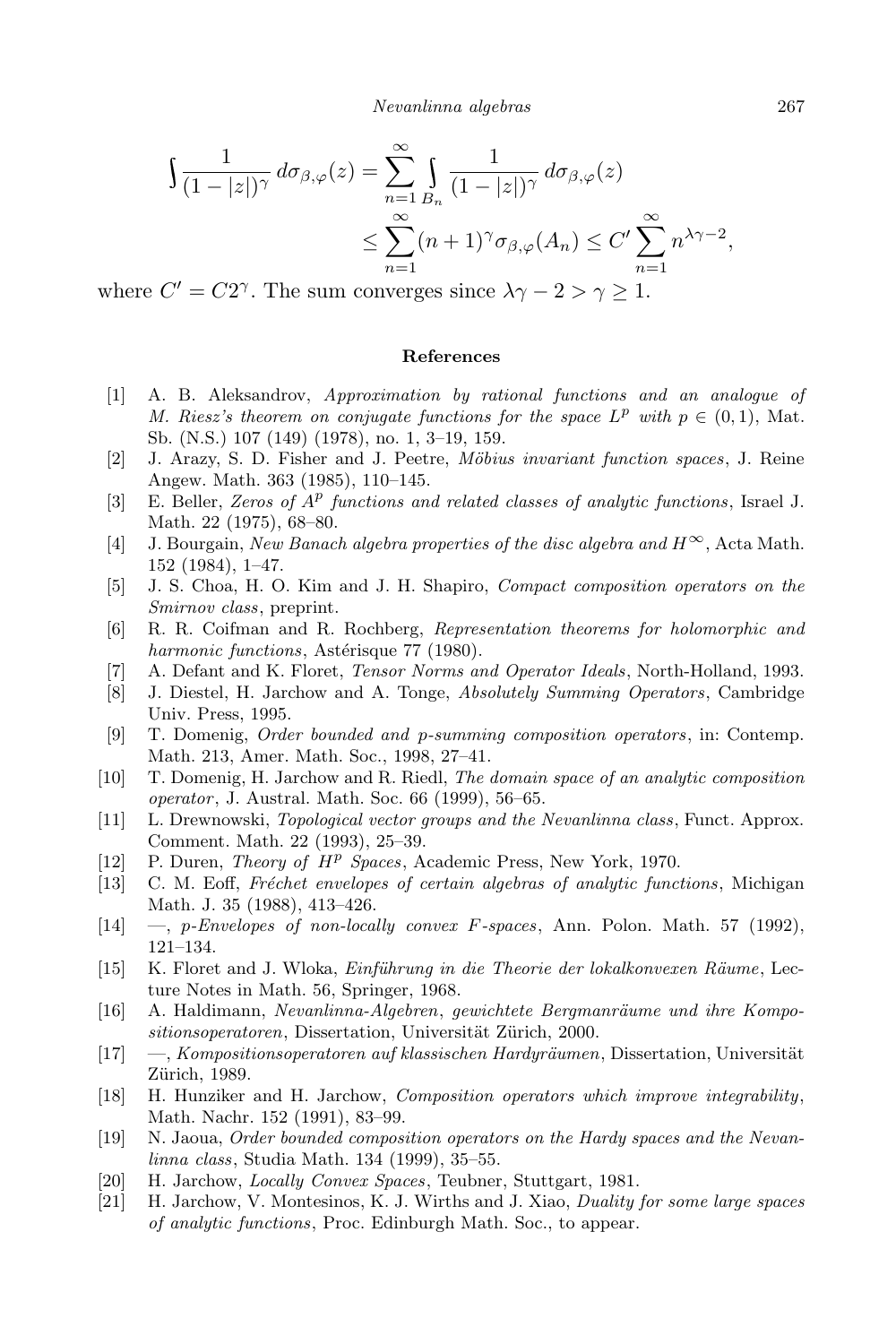$$\int \frac{1}{(1-|z|)^\gamma}\, d\sigma_{\beta,\varphi}(z) = \sum_{n=1}^{\infty} \int_{B_n} \frac{1}{(1-|z|)^\gamma}\, d\sigma_{\beta,\varphi}(z)$$
$$\le \sum_{n=1}^{\infty} (n+1)^\gamma \sigma_{\beta,\varphi}(A_n) \le C' \sum_{n=1}^{\infty} n^{\lambda\gamma-2},$$

where $C' = C2^\gamma$. The sum converges since $\lambda\gamma - 2 > \gamma \ge 1$.

## References

[1] A. B. Aleksandrov, *Approximation by rational functions and an analogue of M. Riesz's theorem on conjugate functions for the space $L^p$ with $p \in (0,1)$*, Mat. Sb. (N.S.) 107 (149) (1978), no. 1, 3–19, 159.

[2] J. Arazy, S. D. Fisher and J. Peetre, *Möbius invariant function spaces*, J. Reine Angew. Math. 363 (1985), 110–145.

[3] E. Beller, *Zeros of $A^p$ functions and related classes of analytic functions*, Israel J. Math. 22 (1975), 68–80.

[4] J. Bourgain, *New Banach algebra properties of the disc algebra and $H^\infty$*, Acta Math. 152 (1984), 1–47.

[5] J. S. Choa, H. O. Kim and J. H. Shapiro, *Compact composition operators on the Smirnov class*, preprint.

[6] R. R. Coifman and R. Rochberg, *Representation theorems for holomorphic and harmonic functions*, Astérisque 77 (1980).

[7] A. Defant and K. Floret, *Tensor Norms and Operator Ideals*, North-Holland, 1993.

[8] J. Diestel, H. Jarchow and A. Tonge, *Absolutely Summing Operators*, Cambridge Univ. Press, 1995.

[9] T. Domenig, *Order bounded and p-summing composition operators*, in: Contemp. Math. 213, Amer. Math. Soc., 1998, 27–41.

[10] T. Domenig, H. Jarchow and R. Riedl, *The domain space of an analytic composition operator*, J. Austral. Math. Soc. 66 (1999), 56–65.

[11] L. Drewnowski, *Topological vector groups and the Nevanlinna class*, Funct. Approx. Comment. Math. 22 (1993), 25–39.

[12] P. Duren, *Theory of $H^p$ Spaces*, Academic Press, New York, 1970.

[13] C. M. Eoff, *Fréchet envelopes of certain algebras of analytic functions*, Michigan Math. J. 35 (1988), 413–426.

[14] —, *p-Envelopes of non-locally convex F-spaces*, Ann. Polon. Math. 57 (1992), 121–134.

[15] K. Floret and J. Wloka, *Einführung in die Theorie der lokalkonvexen Räume*, Lecture Notes in Math. 56, Springer, 1968.

[16] A. Haldimann, *Nevanlinna-Algebren, gewichtete Bergmanräume und ihre Kompositionsoperatoren*, Dissertation, Universität Zürich, 2000.

[17] —, *Kompositionsoperatoren auf klassischen Hardyräumen*, Dissertation, Universität Zürich, 1989.

[18] H. Hunziker and H. Jarchow, *Composition operators which improve integrability*, Math. Nachr. 152 (1991), 83–99.

[19] N. Jaoua, *Order bounded composition operators on the Hardy spaces and the Nevanlinna class*, Studia Math. 134 (1999), 35–55.

[20] H. Jarchow, *Locally Convex Spaces*, Teubner, Stuttgart, 1981.

[21] H. Jarchow, V. Montesinos, K. J. Wirths and J. Xiao, *Duality for some large spaces of analytic functions*, Proc. Edinburgh Math. Soc., to appear.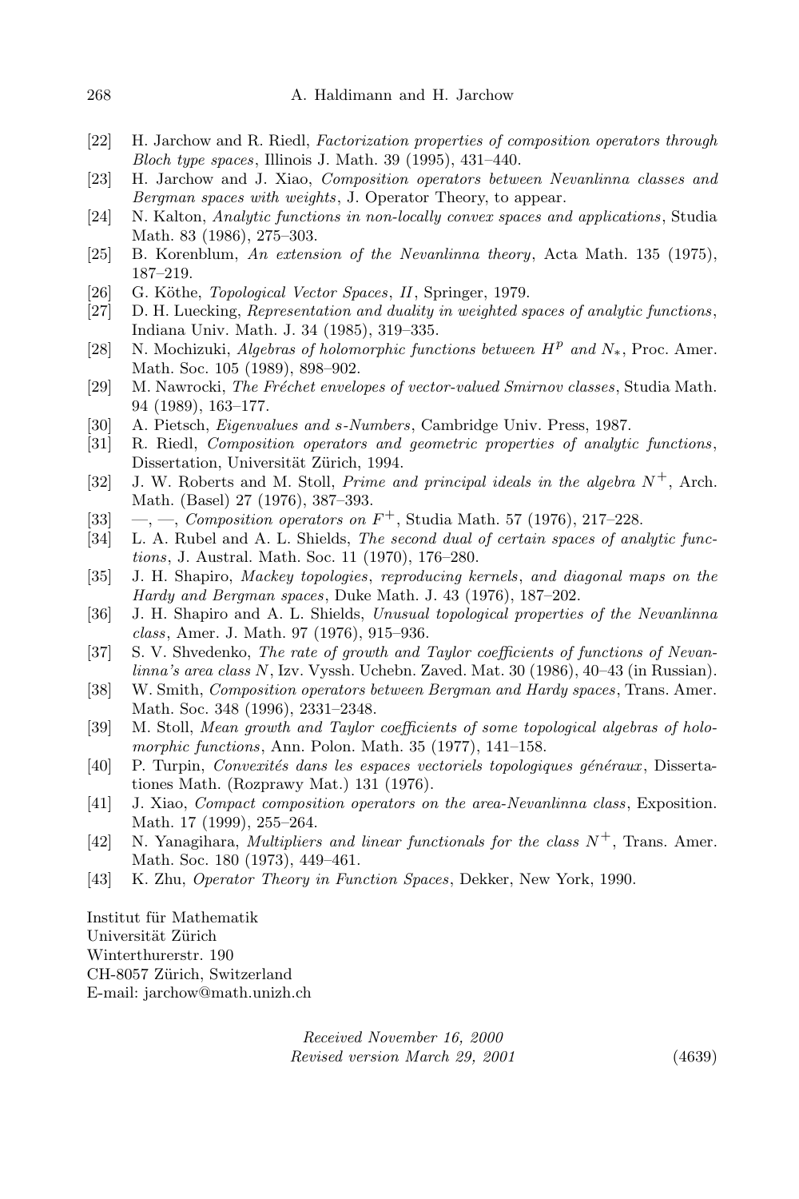[22] H. Jarchow and R. Riedl, *Factorization properties of composition operators through Bloch type spaces*, Illinois J. Math. 39 (1995), 431–440.

[23] H. Jarchow and J. Xiao, *Composition operators between Nevanlinna classes and Bergman spaces with weights*, J. Operator Theory, to appear.

[24] N. Kalton, *Analytic functions in non-locally convex spaces and applications*, Studia Math. 83 (1986), 275–303.

[25] B. Korenblum, *An extension of the Nevanlinna theory*, Acta Math. 135 (1975), 187–219.

[26] G. Köthe, *Topological Vector Spaces*, *II*, Springer, 1979.

[27] D. H. Luecking, *Representation and duality in weighted spaces of analytic functions*, Indiana Univ. Math. J. 34 (1985), 319–335.

[28] N. Mochizuki, *Algebras of holomorphic functions between $H^p$ and $N_*$*, Proc. Amer. Math. Soc. 105 (1989), 898–902.

[29] M. Nawrocki, *The Fréchet envelopes of vector-valued Smirnov classes*, Studia Math. 94 (1989), 163–177.

[30] A. Pietsch, *Eigenvalues and s-Numbers*, Cambridge Univ. Press, 1987.

[31] R. Riedl, *Composition operators and geometric properties of analytic functions*, Dissertation, Universität Zürich, 1994.

[32] J. W. Roberts and M. Stoll, *Prime and principal ideals in the algebra $N^+$*, Arch. Math. (Basel) 27 (1976), 387–393.

[33] —, —, *Composition operators on $F^+$*, Studia Math. 57 (1976), 217–228.

[34] L. A. Rubel and A. L. Shields, *The second dual of certain spaces of analytic functions*, J. Austral. Math. Soc. 11 (1970), 176–280.

[35] J. H. Shapiro, *Mackey topologies, reproducing kernels, and diagonal maps on the Hardy and Bergman spaces*, Duke Math. J. 43 (1976), 187–202.

[36] J. H. Shapiro and A. L. Shields, *Unusual topological properties of the Nevanlinna class*, Amer. J. Math. 97 (1976), 915–936.

[37] S. V. Shvedenko, *The rate of growth and Taylor coefficients of functions of Nevanlinna's area class $N$*, Izv. Vyssh. Uchebn. Zaved. Mat. 30 (1986), 40–43 (in Russian).

[38] W. Smith, *Composition operators between Bergman and Hardy spaces*, Trans. Amer. Math. Soc. 348 (1996), 2331–2348.

[39] M. Stoll, *Mean growth and Taylor coefficients of some topological algebras of holomorphic functions*, Ann. Polon. Math. 35 (1977), 141–158.

[40] P. Turpin, *Convexités dans les espaces vectoriels topologiques généraux*, Dissertationes Math. (Rozprawy Mat.) 131 (1976).

[41] J. Xiao, *Compact composition operators on the area-Nevanlinna class*, Exposition. Math. 17 (1999), 255–264.

[42] N. Yanagihara, *Multipliers and linear functionals for the class $N^+$*, Trans. Amer. Math. Soc. 180 (1973), 449–461.

[43] K. Zhu, *Operator Theory in Function Spaces*, Dekker, New York, 1990.

Institut für Mathematik
Universität Zürich
Winterthurerstr. 190
CH-8057 Zürich, Switzerland
E-mail: jarchow@math.unizh.ch

*Received November 16, 2000*
*Revised version March 29, 2001* (4639)